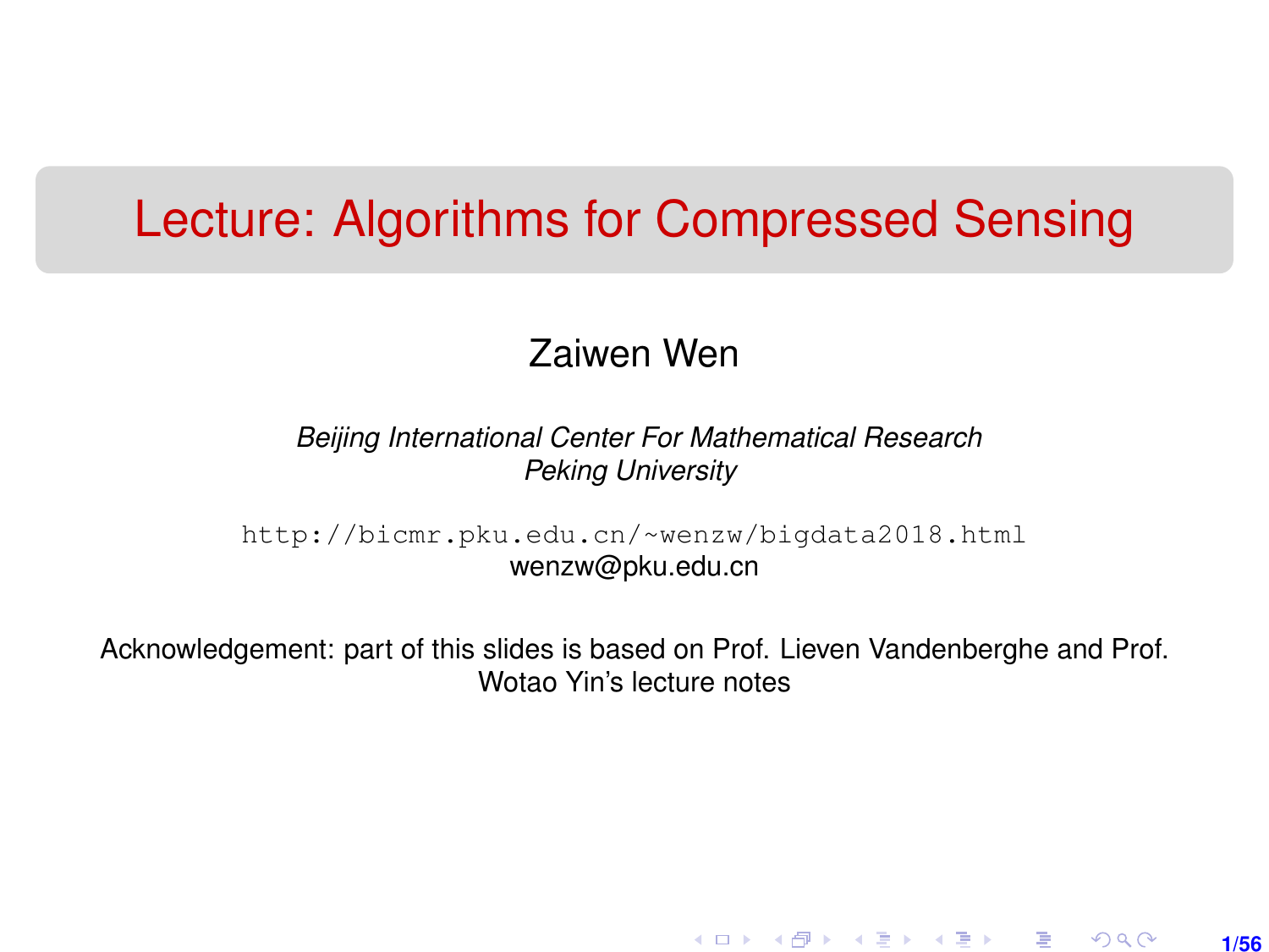# Lecture: Algorithms for Compressed Sensing

Zaiwen Wen

*Beijing International Center For Mathematical Research*
*Peking University*

http://bicmr.pku.edu.cn/~wenzw/bigdata2018.html
wenzw@pku.edu.cn

Acknowledgement: part of this slides is based on Prof. Lieven Vandenberghe and Prof. Wotao Yin's lecture notes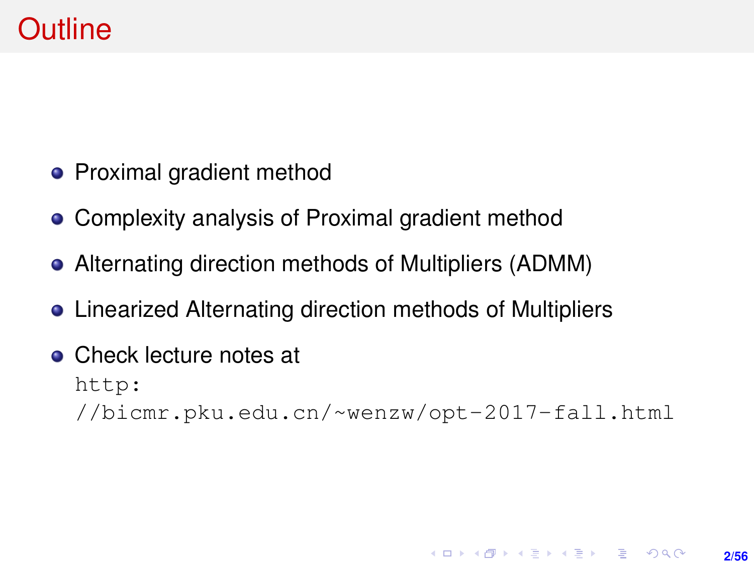# Outline

- Proximal gradient method
- Complexity analysis of Proximal gradient method
- Alternating direction methods of Multipliers (ADMM)
- Linearized Alternating direction methods of Multipliers
- Check lecture notes at `http://bicmr.pku.edu.cn/~wenzw/opt-2017-fall.html`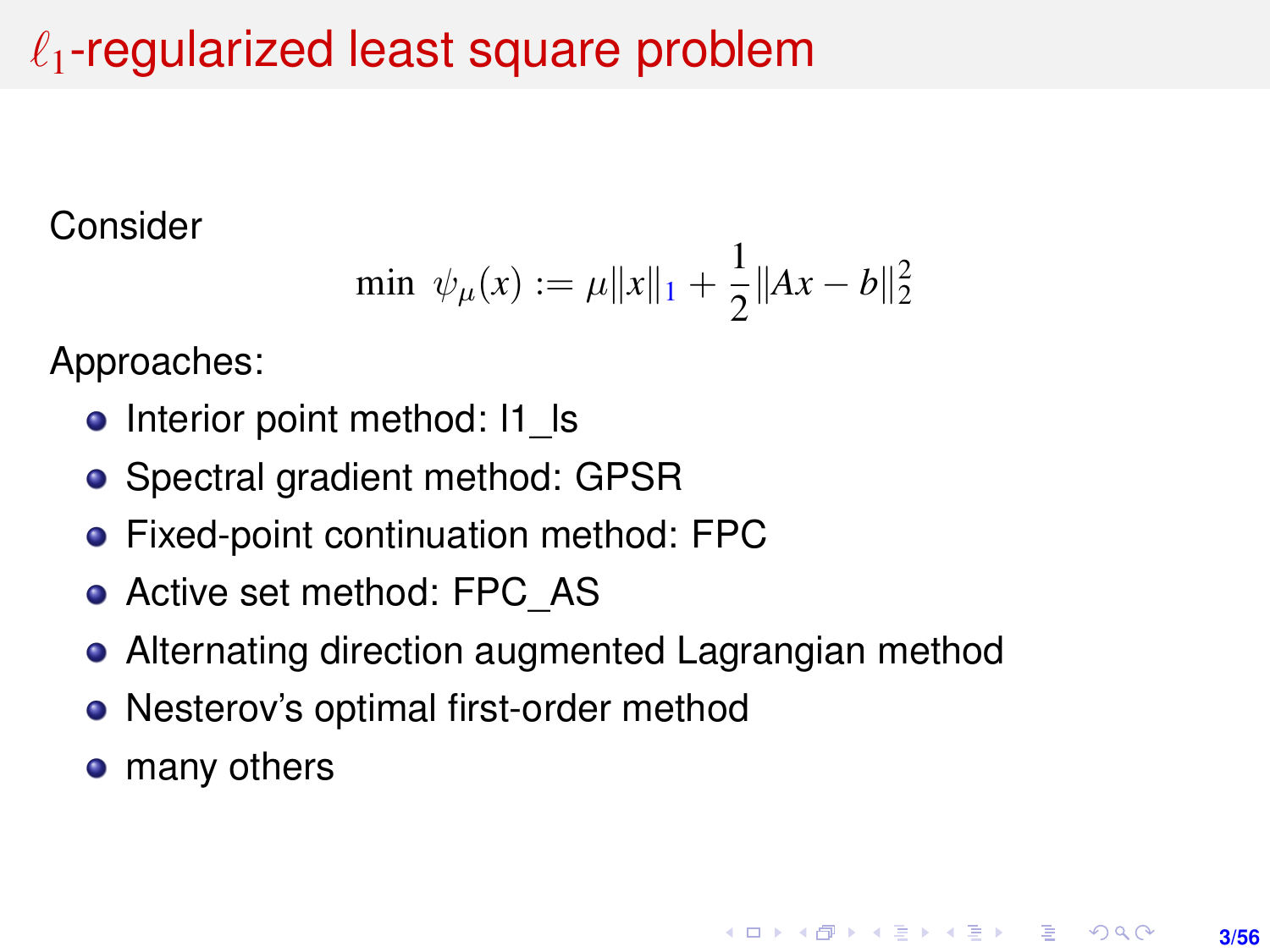# $\ell_1$-regularized least square problem

Consider

$$\min \ \psi_\mu(x) := \mu\|x\|_1 + \frac{1}{2}\|Ax - b\|_2^2$$

Approaches:

- Interior point method: l1_ls
- Spectral gradient method: GPSR
- Fixed-point continuation method: FPC
- Active set method: FPC_AS
- Alternating direction augmented Lagrangian method
- Nesterov's optimal first-order method
- many others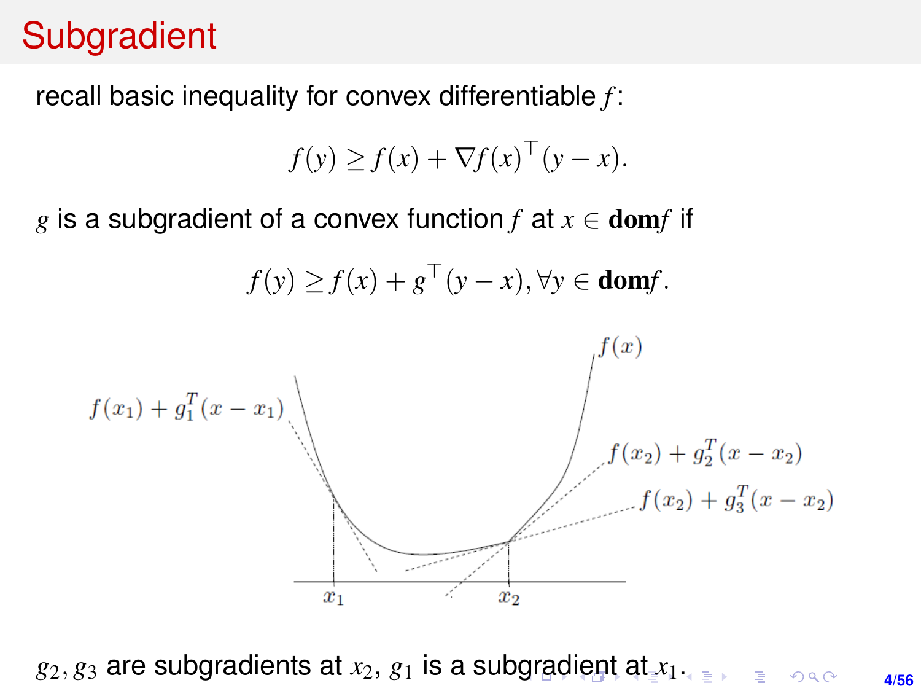# Subgradient

recall basic inequality for convex differentiable $f$:

$$f(y) \geq f(x) + \nabla f(x)^\top (y - x).$$

$g$ is a subgradient of a convex function $f$ at $x \in \mathbf{dom} f$ if

$$f(y) \geq f(x) + g^\top (y - x), \forall y \in \mathbf{dom} f.$$

$f(x)$

$f(x_1) + g_1^T(x - x_1)$

$f(x_2) + g_2^T(x - x_2)$

$f(x_2) + g_3^T(x - x_2)$

$x_1$

$x_2$

$g_2, g_3$ are subgradients at $x_2$, $g_1$ is a subgradient at $x_1$.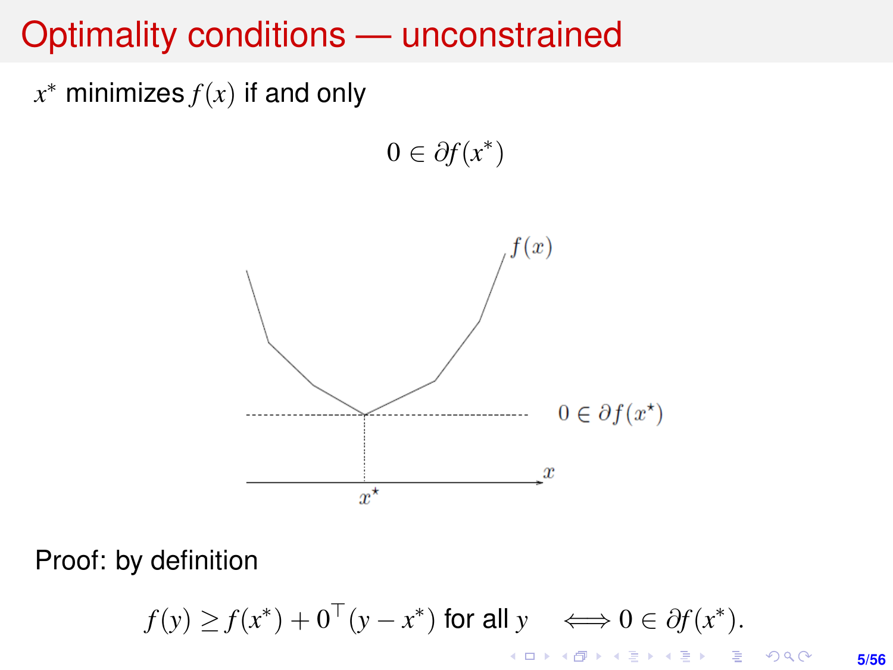# Optimality conditions — unconstrained

$x^*$ minimizes $f(x)$ if and only

$$0 \in \partial f(x^*)$$

$f(x)$

$0 \in \partial f(x^\star)$

$x$

$x^\star$

Proof: by definition

$$f(y) \geq f(x^*) + 0^\top (y - x^*) \text{ for all } y \quad \Longleftrightarrow 0 \in \partial f(x^*).$$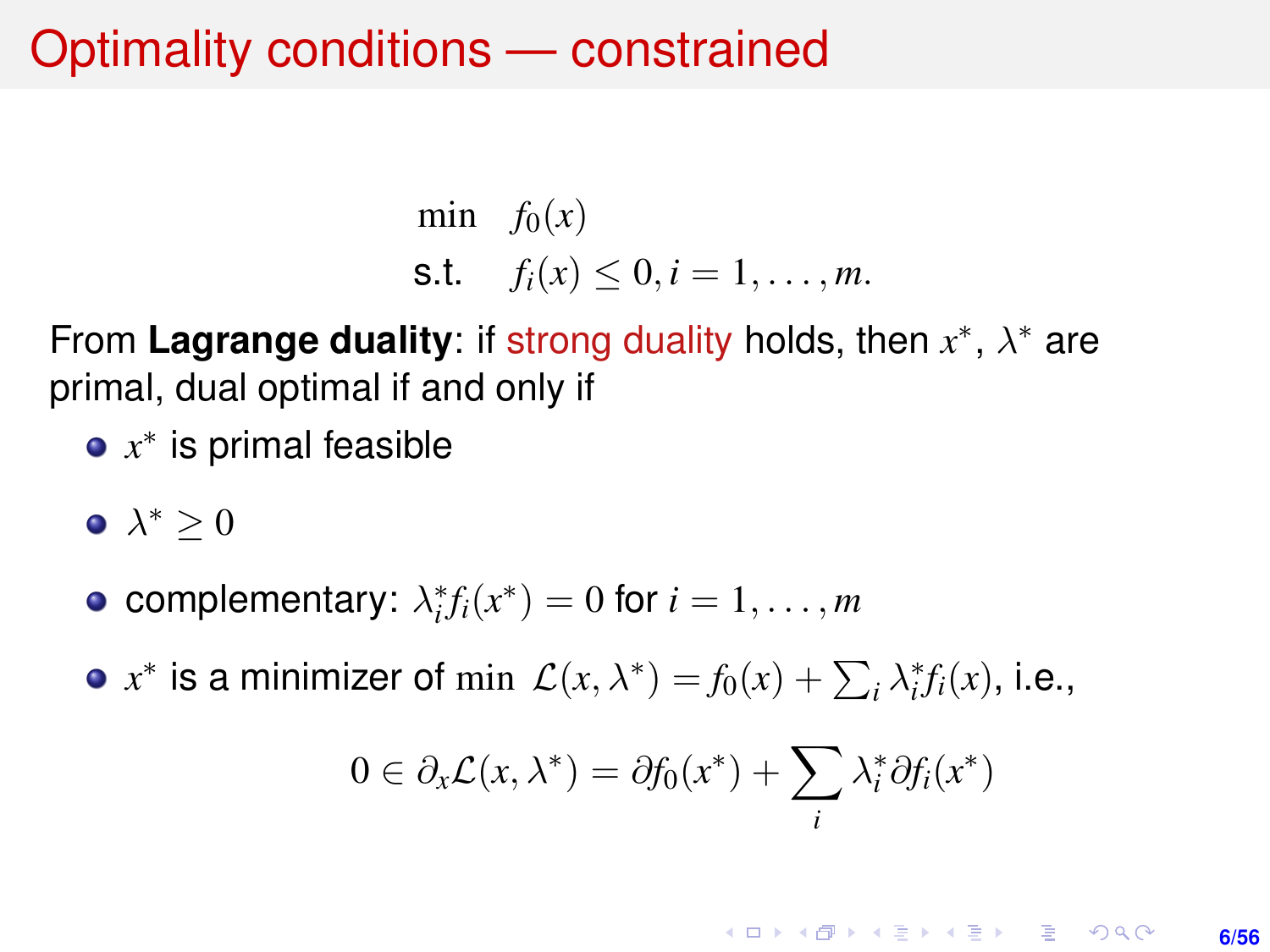# Optimality conditions — constrained

$$
\begin{aligned}
\min \quad & f_0(x) \\
\text{s.t.} \quad & f_i(x) \leq 0, i = 1, \ldots, m.
\end{aligned}
$$

From **Lagrange duality**: if strong duality holds, then $x^*$, $\lambda^*$ are primal, dual optimal if and only if

- $x^*$ is primal feasible
- $\lambda^* \geq 0$
- complementary: $\lambda_i^* f_i(x^*) = 0$ for $i = 1, \ldots, m$
- $x^*$ is a minimizer of $\min \ \mathcal{L}(x, \lambda^*) = f_0(x) + \sum_i \lambda_i^* f_i(x)$, i.e.,

$$
0 \in \partial_x \mathcal{L}(x, \lambda^*) = \partial f_0(x^*) + \sum_i \lambda_i^* \partial f_i(x^*)
$$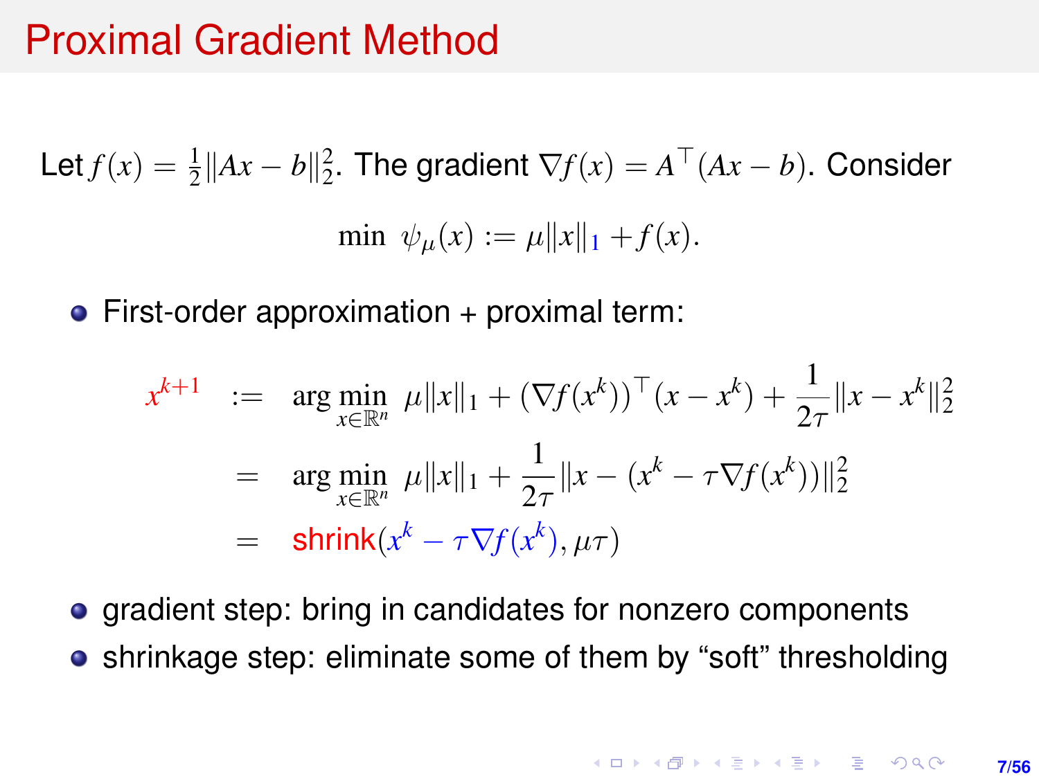# Proximal Gradient Method

Let $f(x) = \frac{1}{2}\|Ax - b\|_2^2$. The gradient $\nabla f(x) = A^\top(Ax - b)$. Consider

$$\min \ \psi_\mu(x) := \mu\|x\|_1 + f(x).$$

- First-order approximation + proximal term:

$$
\begin{aligned}
x^{k+1} &:= \arg\min_{x\in\mathbb{R}^n} \ \mu\|x\|_1 + (\nabla f(x^k))^\top(x - x^k) + \frac{1}{2\tau}\|x - x^k\|_2^2 \\
&= \arg\min_{x\in\mathbb{R}^n} \ \mu\|x\|_1 + \frac{1}{2\tau}\|x - (x^k - \tau\nabla f(x^k))\|_2^2 \\
&= \text{shrink}(x^k - \tau\nabla f(x^k), \mu\tau)
\end{aligned}
$$

- gradient step: bring in candidates for nonzero components
- shrinkage step: eliminate some of them by “soft” thresholding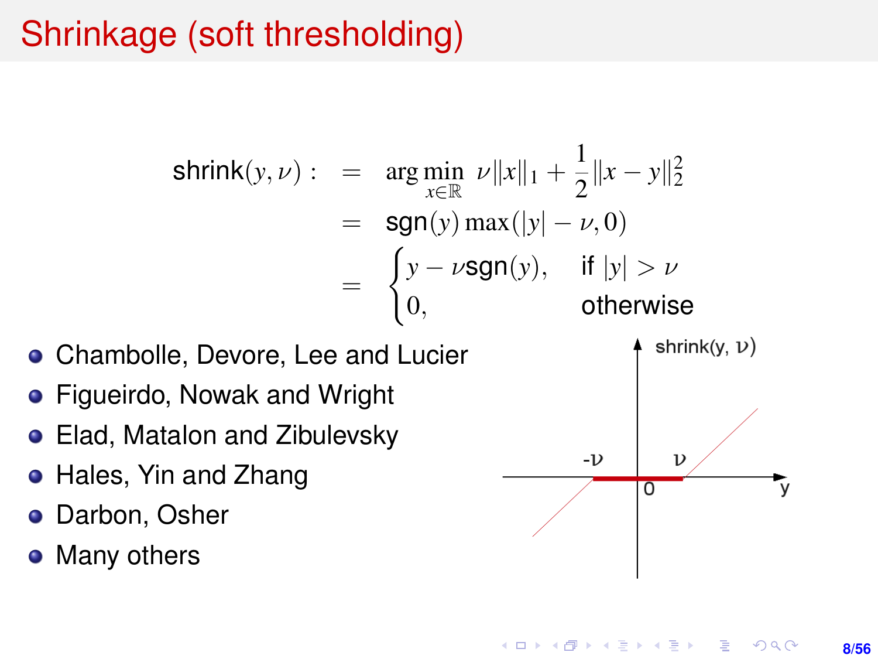# Shrinkage (soft thresholding)

$$
\begin{aligned}
\text{shrink}(y,\nu) : &= \arg\min_{x\in\mathbb{R}} \; \nu\|x\|_1 + \frac{1}{2}\|x-y\|_2^2 \\
&= \text{sgn}(y)\max(|y|-\nu, 0) \\
&= \begin{cases} y - \nu\text{sgn}(y), & \text{if } |y| > \nu \\ 0, & \text{otherwise} \end{cases}
\end{aligned}
$$

- Chambolle, Devore, Lee and Lucier
- Figueirdo, Nowak and Wright
- Elad, Matalon and Zibulevsky
- Hales, Yin and Zhang
- Darbon, Osher
- Many others

shrink(y, ν)

-ν

ν

0

y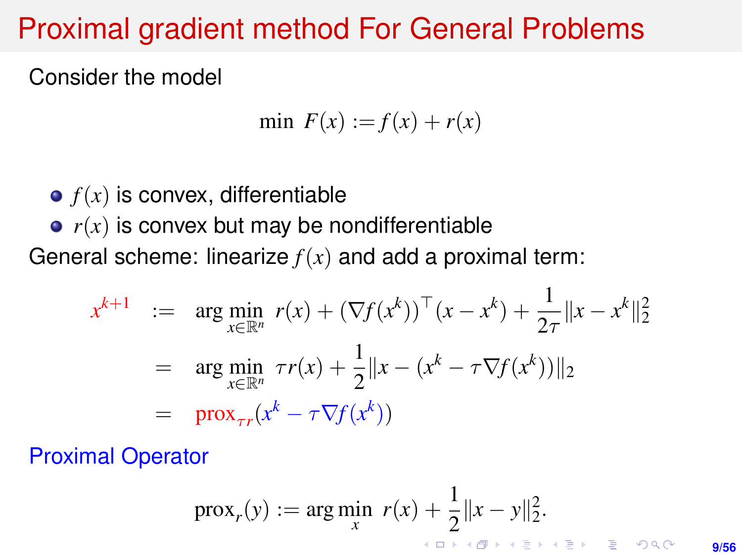# Proximal gradient method For General Problems

Consider the model

$$\min \ F(x) := f(x) + r(x)$$

- $f(x)$ is convex, differentiable
- $r(x)$ is convex but may be nondifferentiable

General scheme: linearize $f(x)$ and add a proximal term:

$$\begin{aligned}
x^{k+1} &:= \arg\min_{x \in \mathbb{R}^n} \ r(x) + (\nabla f(x^k))^\top (x - x^k) + \frac{1}{2\tau}\|x - x^k\|_2^2 \\
&= \arg\min_{x \in \mathbb{R}^n} \ \tau r(x) + \frac{1}{2}\|x - (x^k - \tau \nabla f(x^k))\|_2 \\
&= \mathrm{prox}_{\tau r}(x^k - \tau \nabla f(x^k))
\end{aligned}$$

Proximal Operator

$$\mathrm{prox}_r(y) := \arg\min_x \ r(x) + \frac{1}{2}\|x - y\|_2^2.$$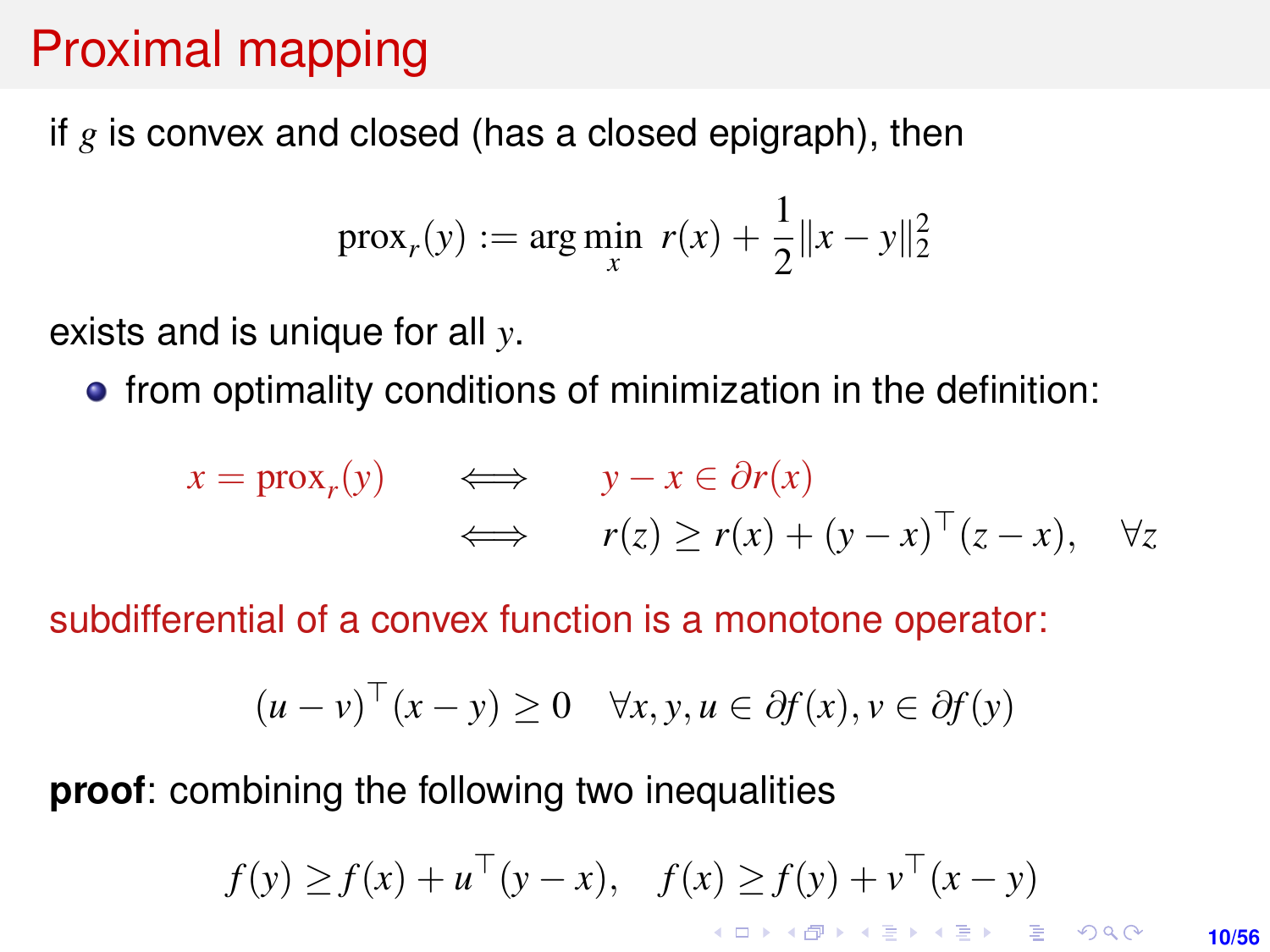# Proximal mapping

if $g$ is convex and closed (has a closed epigraph), then

$$\text{prox}_r(y) := \arg\min_x \; r(x) + \frac{1}{2}\|x - y\|_2^2$$

exists and is unique for all $y$.

- from optimality conditions of minimization in the definition:

$$
\begin{aligned}
x = \text{prox}_r(y) \quad &\iff \quad y - x \in \partial r(x) \\
&\iff \quad r(z) \geq r(x) + (y - x)^\top (z - x), \quad \forall z
\end{aligned}
$$

subdifferential of a convex function is a monotone operator:

$$(u - v)^\top (x - y) \geq 0 \quad \forall x, y, u \in \partial f(x), v \in \partial f(y)$$

**proof**: combining the following two inequalities

$$f(y) \geq f(x) + u^\top (y - x), \quad f(x) \geq f(y) + v^\top (x - y)$$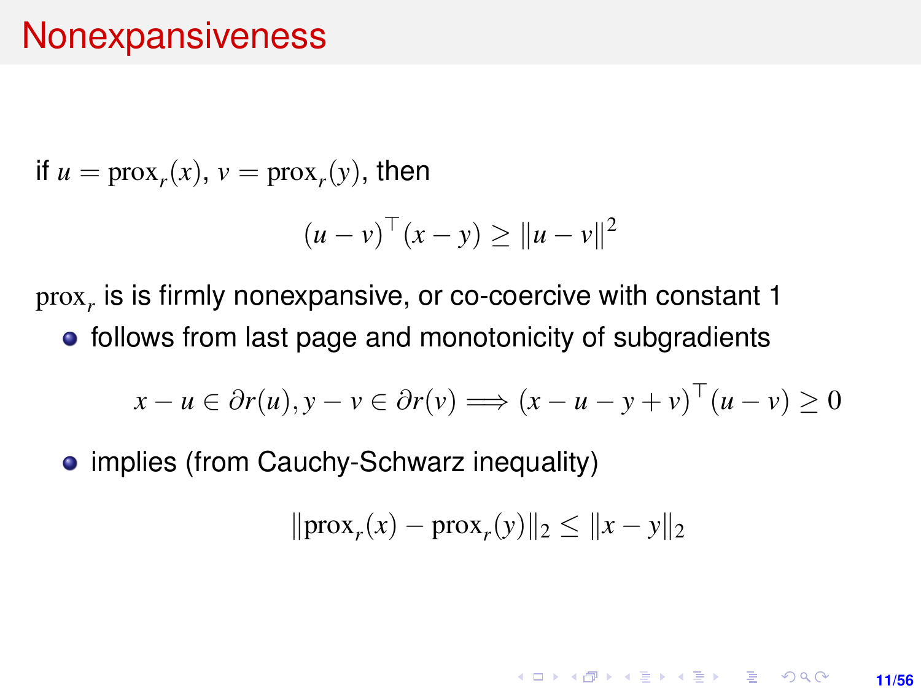# Nonexpansiveness

if $u = \text{prox}_r(x)$, $v = \text{prox}_r(y)$, then

$$(u - v)^\top (x - y) \geq \|u - v\|^2$$

$\text{prox}_r$ is is firmly nonexpansive, or co-coercive with constant 1

- follows from last page and monotonicity of subgradients

$$x - u \in \partial r(u), y - v \in \partial r(v) \Longrightarrow (x - u - y + v)^\top (u - v) \geq 0$$

- implies (from Cauchy-Schwarz inequality)

$$\|\text{prox}_r(x) - \text{prox}_r(y)\|_2 \leq \|x - y\|_2$$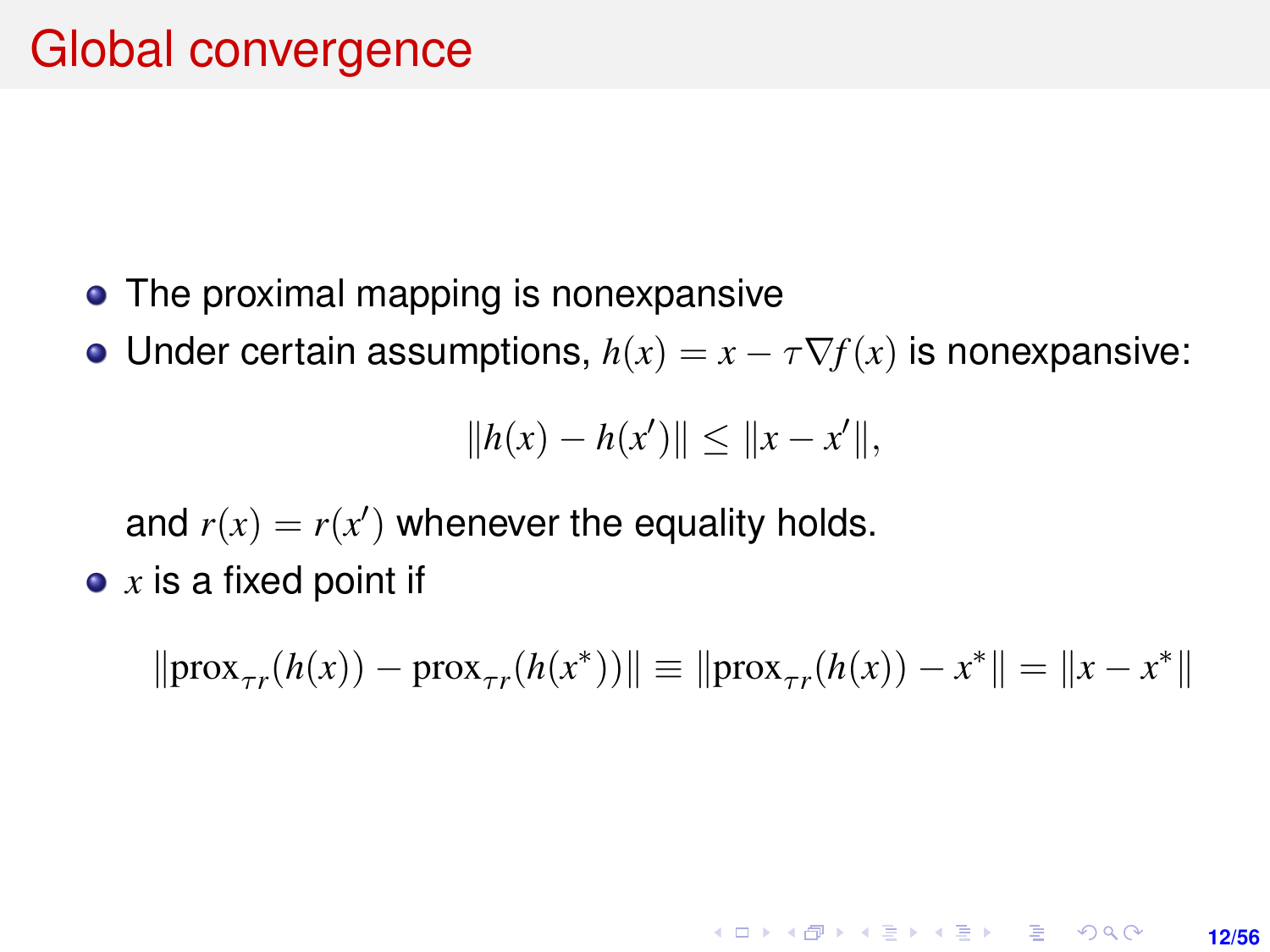# Global convergence

- The proximal mapping is nonexpansive
- Under certain assumptions, $h(x) = x - \tau \nabla f(x)$ is nonexpansive:

$$\|h(x) - h(x')\| \leq \|x - x'\|,$$

  and $r(x) = r(x')$ whenever the equality holds.
- $x$ is a fixed point if

$$\|\text{prox}_{\tau r}(h(x)) - \text{prox}_{\tau r}(h(x^*))\| \equiv \|\text{prox}_{\tau r}(h(x)) - x^*\| = \|x - x^*\|$$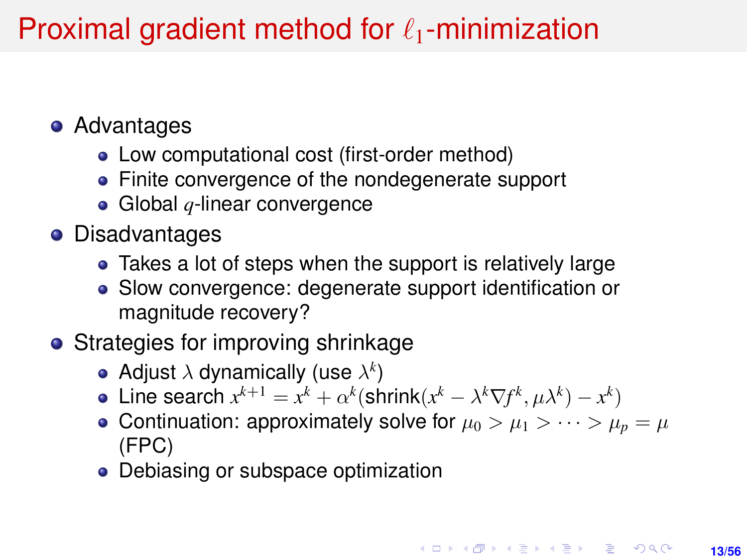# Proximal gradient method for $\ell_1$-minimization

- Advantages
  - Low computational cost (first-order method)
  - Finite convergence of the nondegenerate support
  - Global $q$-linear convergence
- Disadvantages
  - Takes a lot of steps when the support is relatively large
  - Slow convergence: degenerate support identification or magnitude recovery?
- Strategies for improving shrinkage
  - Adjust $\lambda$ dynamically (use $\lambda^k$)
  - Line search $x^{k+1} = x^k + \alpha^k(\text{shrink}(x^k - \lambda^k \nabla f^k, \mu\lambda^k) - x^k)$
  - Continuation: approximately solve for $\mu_0 > \mu_1 > \cdots > \mu_p = \mu$ (FPC)
  - Debiasing or subspace optimization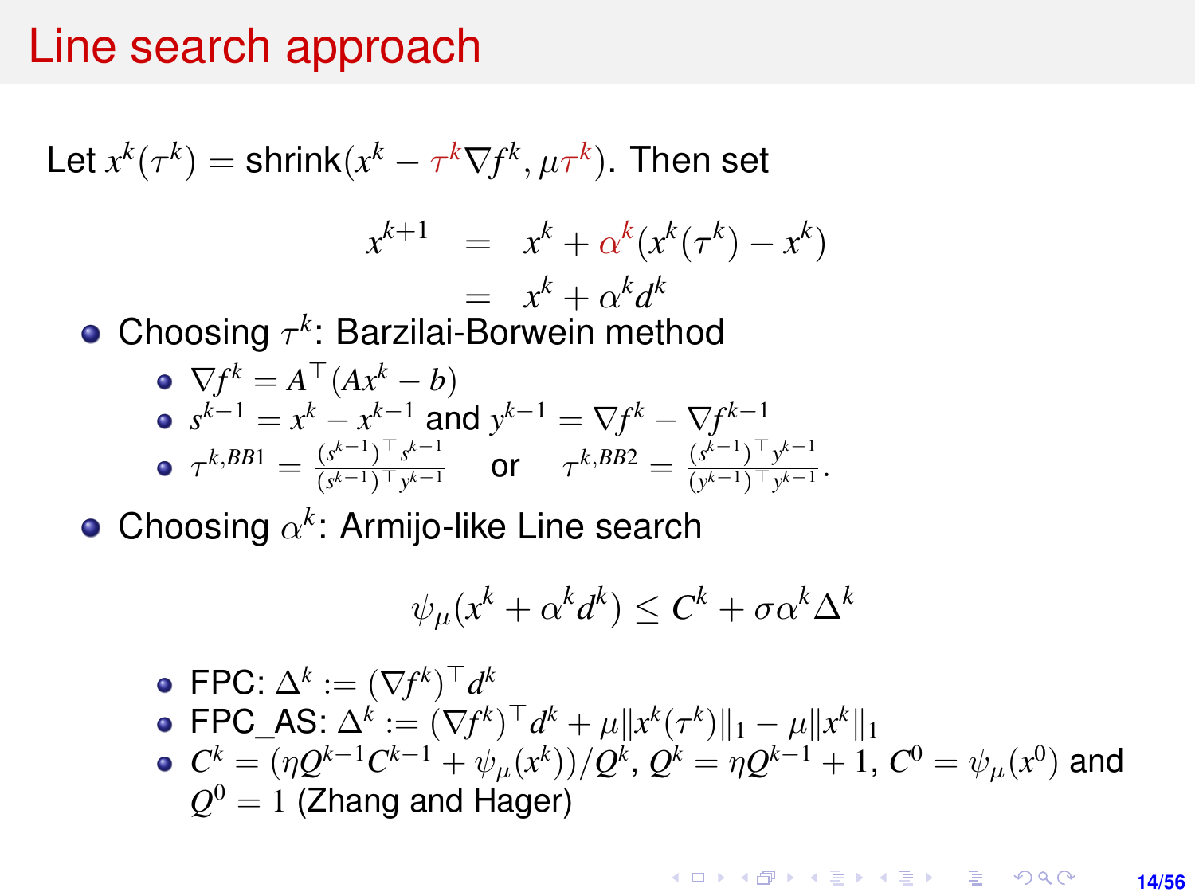# Line search approach

Let $x^k(\tau^k) = \text{shrink}(x^k - \tau^k \nabla f^k, \mu\tau^k)$. Then set

$$
\begin{aligned}
x^{k+1} &= x^k + \alpha^k (x^k(\tau^k) - x^k) \\
&= x^k + \alpha^k d^k
\end{aligned}
$$

- Choosing $\tau^k$: Barzilai-Borwein method
  - $\nabla f^k = A^\top (Ax^k - b)$
  - $s^{k-1} = x^k - x^{k-1}$ and $y^{k-1} = \nabla f^k - \nabla f^{k-1}$
  - $\tau^{k,BB1} = \frac{(s^{k-1})^\top s^{k-1}}{(s^{k-1})^\top y^{k-1}}$ or $\tau^{k,BB2} = \frac{(s^{k-1})^\top y^{k-1}}{(y^{k-1})^\top y^{k-1}}$.
- Choosing $\alpha^k$: Armijo-like Line search

$$
\psi_\mu(x^k + \alpha^k d^k) \le C^k + \sigma \alpha^k \Delta^k
$$

  - FPC: $\Delta^k := (\nabla f^k)^\top d^k$
  - FPC_AS: $\Delta^k := (\nabla f^k)^\top d^k + \mu \|x^k(\tau^k)\|_1 - \mu \|x^k\|_1$
  - $C^k = (\eta Q^{k-1} C^{k-1} + \psi_\mu(x^k))/Q^k$, $Q^k = \eta Q^{k-1} + 1$, $C^0 = \psi_\mu(x^0)$ and $Q^0 = 1$ (Zhang and Hager)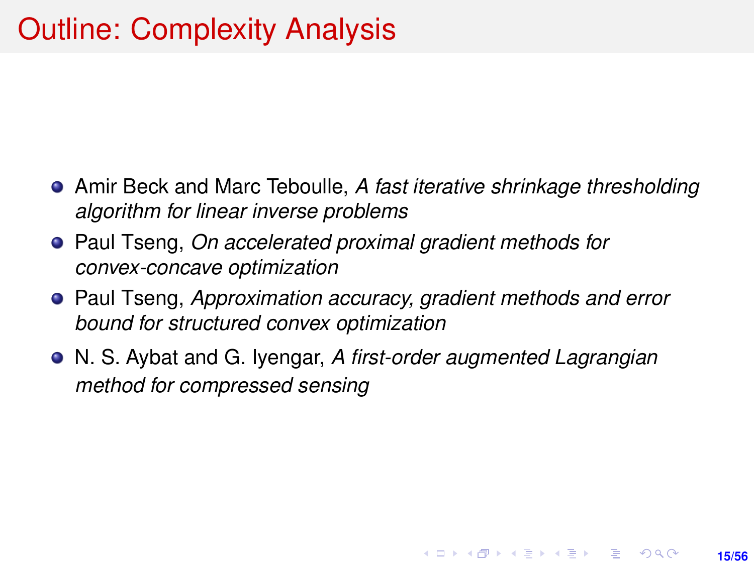# Outline: Complexity Analysis

- Amir Beck and Marc Teboulle, *A fast iterative shrinkage thresholding algorithm for linear inverse problems*
- Paul Tseng, *On accelerated proximal gradient methods for convex-concave optimization*
- Paul Tseng, *Approximation accuracy, gradient methods and error bound for structured convex optimization*
- N. S. Aybat and G. Iyengar, *A first-order augmented Lagrangian method for compressed sensing*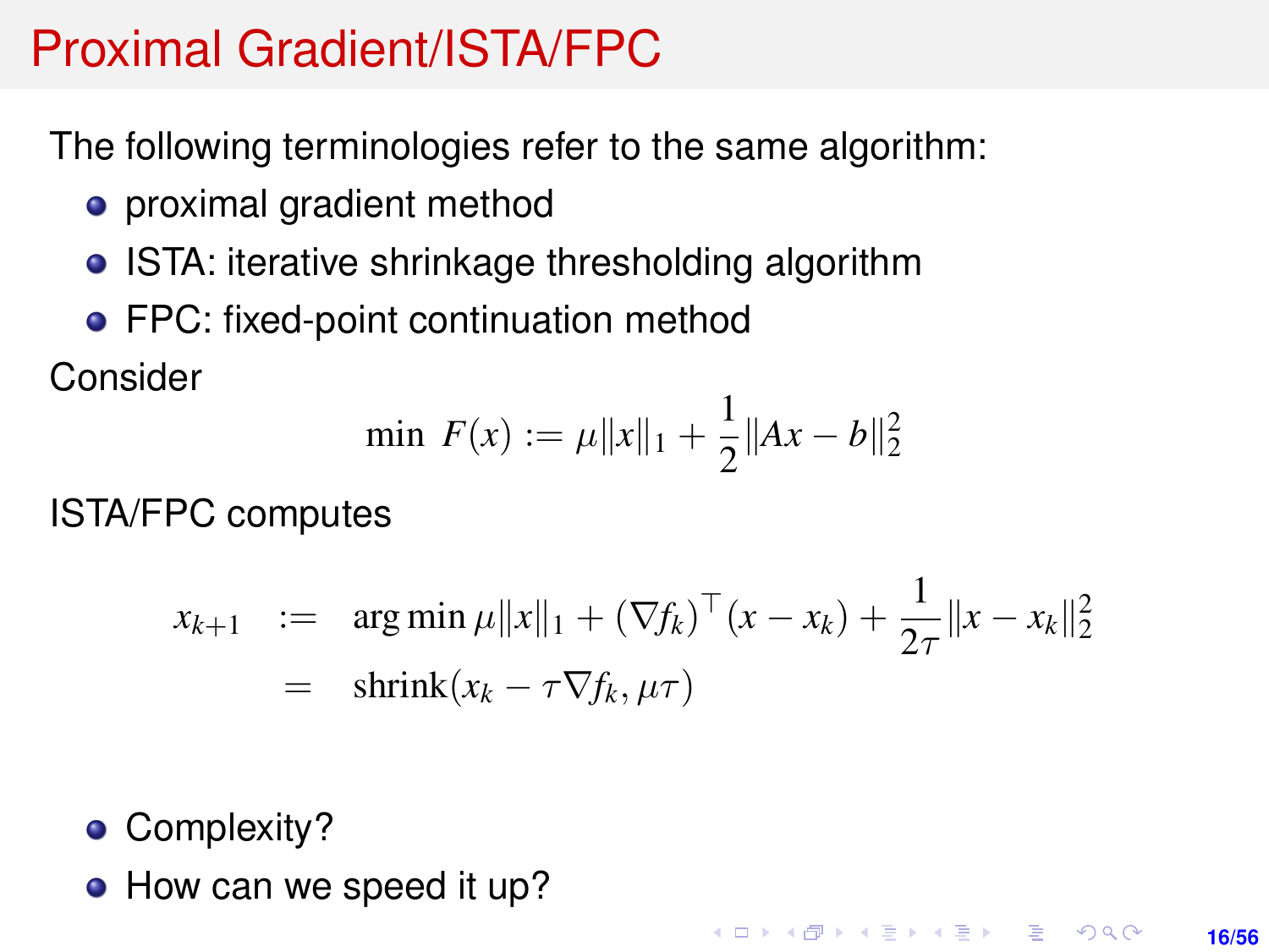# Proximal Gradient/ISTA/FPC

The following terminologies refer to the same algorithm:

- proximal gradient method
- ISTA: iterative shrinkage thresholding algorithm
- FPC: fixed-point continuation method

Consider

$$\min \; F(x) := \mu \|x\|_1 + \frac{1}{2}\|Ax - b\|_2^2$$

ISTA/FPC computes

$$\begin{aligned} x_{k+1} \; &:= \; \arg\min \mu \|x\|_1 + (\nabla f_k)^\top (x - x_k) + \frac{1}{2\tau}\|x - x_k\|_2^2 \\ &= \; \text{shrink}(x_k - \tau \nabla f_k, \mu\tau) \end{aligned}$$

- Complexity?
- How can we speed it up?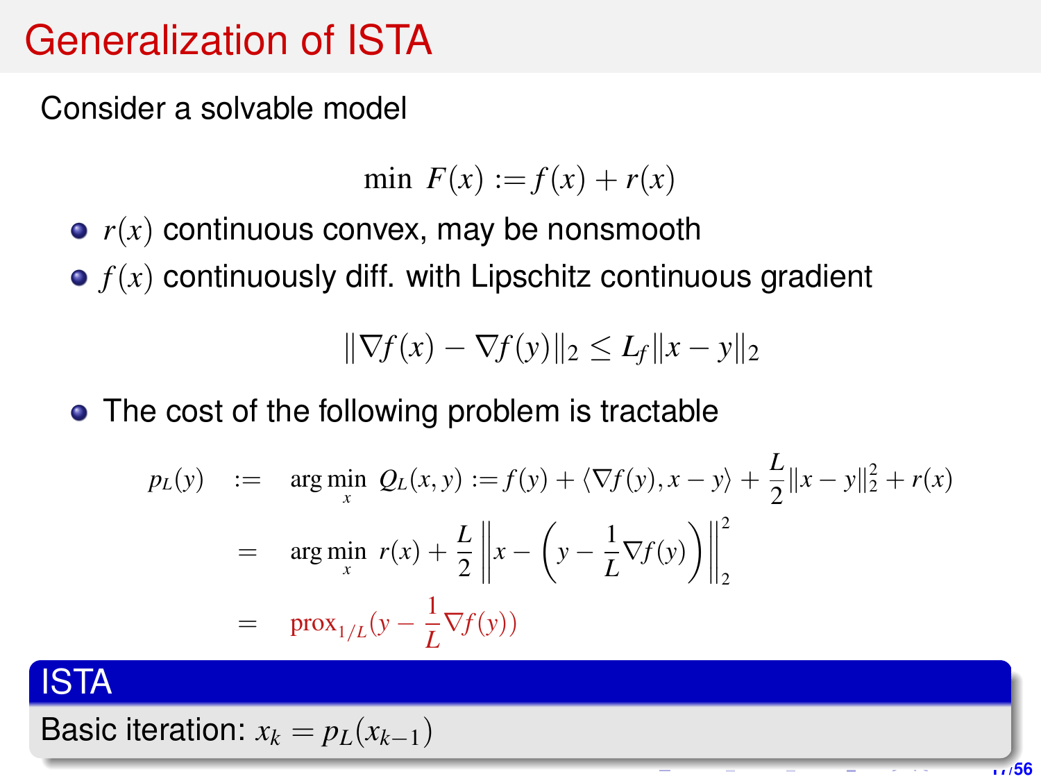# Generalization of ISTA

Consider a solvable model

$$\min \; F(x) := f(x) + r(x)$$

- $r(x)$ continuous convex, may be nonsmooth
- $f(x)$ continuously diff. with Lipschitz continuous gradient

$$\|\nabla f(x) - \nabla f(y)\|_2 \leq L_f \|x - y\|_2$$

- The cost of the following problem is tractable

$$\begin{aligned}
p_L(y) \quad &:= \quad \arg\min_x \; Q_L(x, y) := f(y) + \langle \nabla f(y), x - y \rangle + \frac{L}{2}\|x - y\|_2^2 + r(x) \\
&= \quad \arg\min_x \; r(x) + \frac{L}{2}\left\| x - \left( y - \frac{1}{L}\nabla f(y) \right) \right\|_2^2 \\
&= \quad \mathrm{prox}_{1/L}(y - \frac{1}{L}\nabla f(y))
\end{aligned}$$

**ISTA**

Basic iteration: $x_k = p_L(x_{k-1})$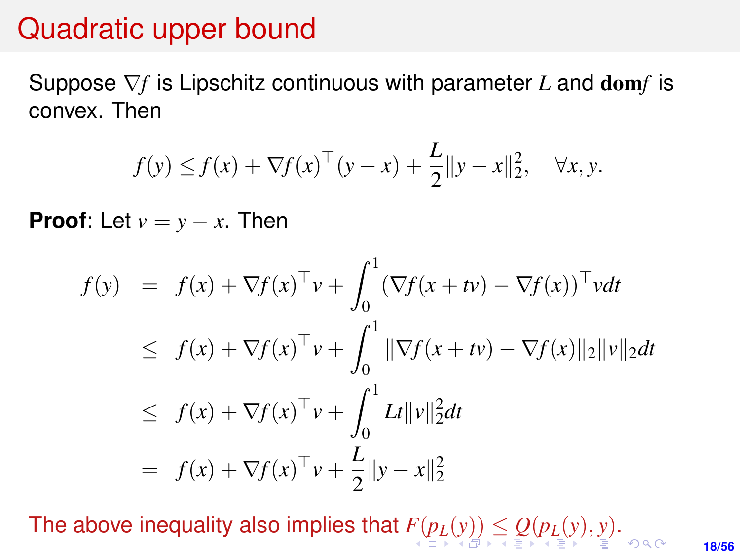# Quadratic upper bound

Suppose $\nabla f$ is Lipschitz continuous with parameter $L$ and $\mathbf{dom} f$ is convex. Then

$$f(y) \leq f(x) + \nabla f(x)^\top (y - x) + \frac{L}{2}\|y - x\|_2^2, \quad \forall x, y.$$

**Proof**: Let $v = y - x$. Then

$$
\begin{aligned}
f(y) &= f(x) + \nabla f(x)^\top v + \int_0^1 (\nabla f(x + tv) - \nabla f(x))^\top v dt \\
&\leq f(x) + \nabla f(x)^\top v + \int_0^1 \|\nabla f(x + tv) - \nabla f(x)\|_2 \|v\|_2 dt \\
&\leq f(x) + \nabla f(x)^\top v + \int_0^1 Lt\|v\|_2^2 dt \\
&= f(x) + \nabla f(x)^\top v + \frac{L}{2}\|y - x\|_2^2
\end{aligned}
$$

The above inequality also implies that $F(p_L(y)) \leq Q(p_L(y), y)$.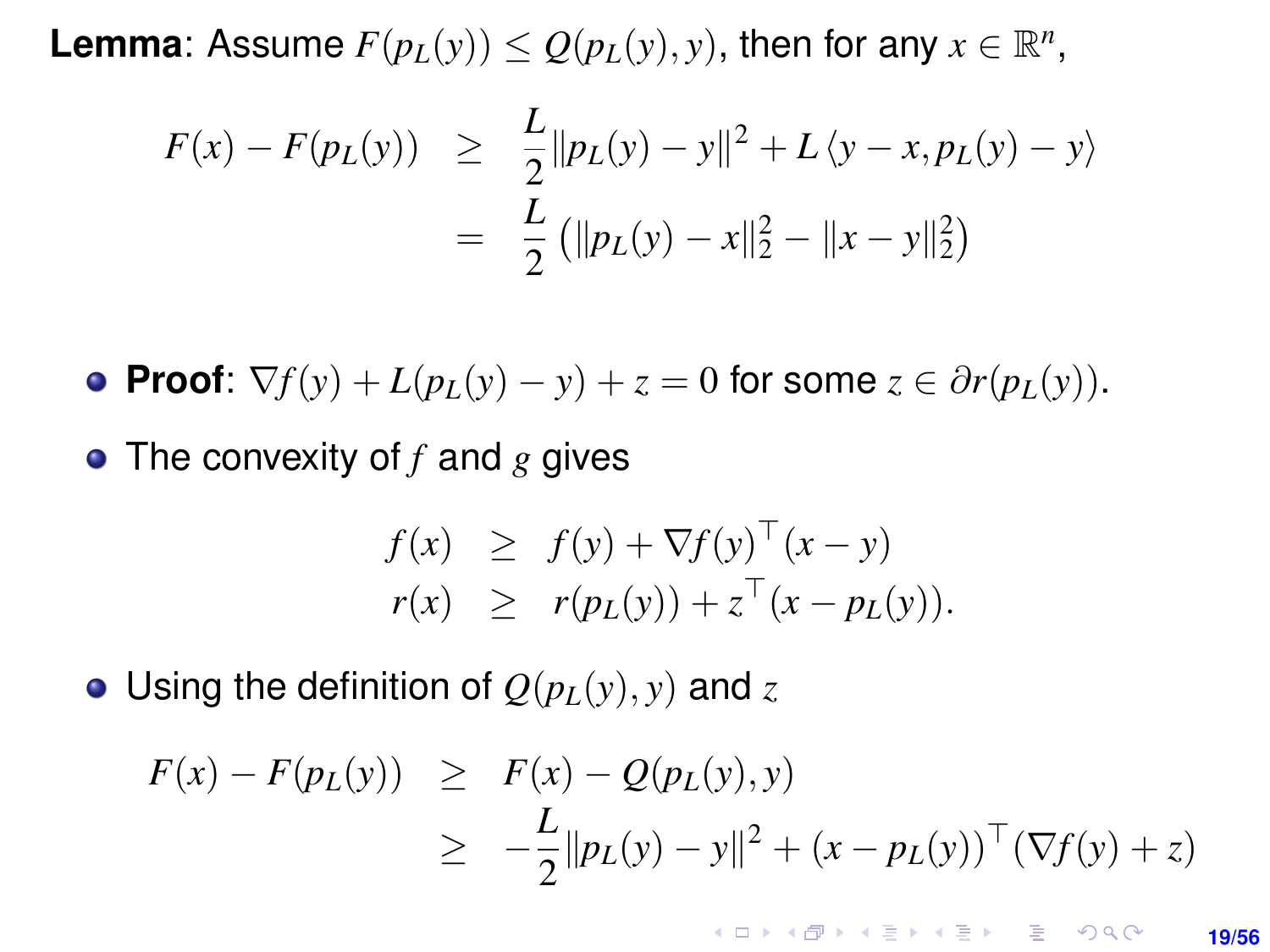**Lemma**: Assume $F(p_L(y)) \leq Q(p_L(y), y)$, then for any $x \in \mathbb{R}^n$,

$$
\begin{aligned}
F(x) - F(p_L(y)) &\geq \frac{L}{2}\|p_L(y) - y\|^2 + L\langle y - x, p_L(y) - y\rangle \\
&= \frac{L}{2}\left(\|p_L(y) - x\|_2^2 - \|x - y\|_2^2\right)
\end{aligned}
$$

- **Proof**: $\nabla f(y) + L(p_L(y) - y) + z = 0$ for some $z \in \partial r(p_L(y))$.
- The convexity of $f$ and $g$ gives

$$
\begin{aligned}
f(x) &\geq f(y) + \nabla f(y)^\top (x - y) \\
r(x) &\geq r(p_L(y)) + z^\top (x - p_L(y)).
\end{aligned}
$$

- Using the definition of $Q(p_L(y), y)$ and $z$

$$
\begin{aligned}
F(x) - F(p_L(y)) &\geq F(x) - Q(p_L(y), y) \\
&\geq -\frac{L}{2}\|p_L(y) - y\|^2 + (x - p_L(y))^\top (\nabla f(y) + z)
\end{aligned}
$$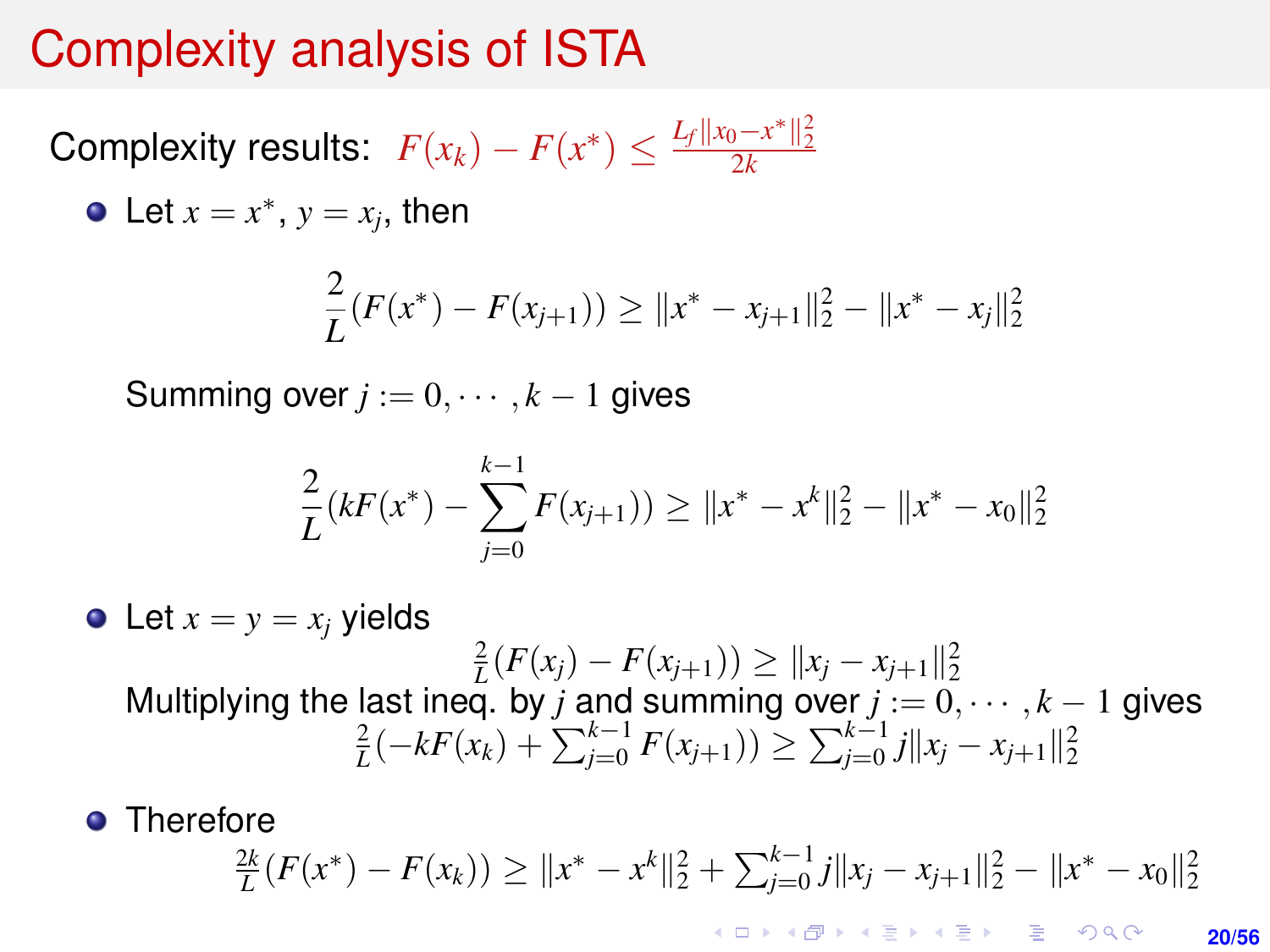# Complexity analysis of ISTA

Complexity results: $F(x_k) - F(x^*) \leq \frac{L_f \|x_0 - x^*\|_2^2}{2k}$

- Let $x = x^*$, $y = x_j$, then

$$\frac{2}{L}(F(x^*) - F(x_{j+1})) \geq \|x^* - x_{j+1}\|_2^2 - \|x^* - x_j\|_2^2$$

  Summing over $j := 0, \cdots, k-1$ gives

$$\frac{2}{L}(kF(x^*) - \sum_{j=0}^{k-1} F(x_{j+1})) \geq \|x^* - x^k\|_2^2 - \|x^* - x_0\|_2^2$$

- Let $x = y = x_j$ yields

$$\frac{2}{L}(F(x_j) - F(x_{j+1})) \geq \|x_j - x_{j+1}\|_2^2$$

  Multiplying the last ineq. by $j$ and summing over $j := 0, \cdots, k-1$ gives

$$\frac{2}{L}(-kF(x_k) + \sum_{j=0}^{k-1} F(x_{j+1})) \geq \sum_{j=0}^{k-1} j\|x_j - x_{j+1}\|_2^2$$

- Therefore

$$\frac{2k}{L}(F(x^*) - F(x_k)) \geq \|x^* - x^k\|_2^2 + \sum_{j=0}^{k-1} j\|x_j - x_{j+1}\|_2^2 - \|x^* - x_0\|_2^2$$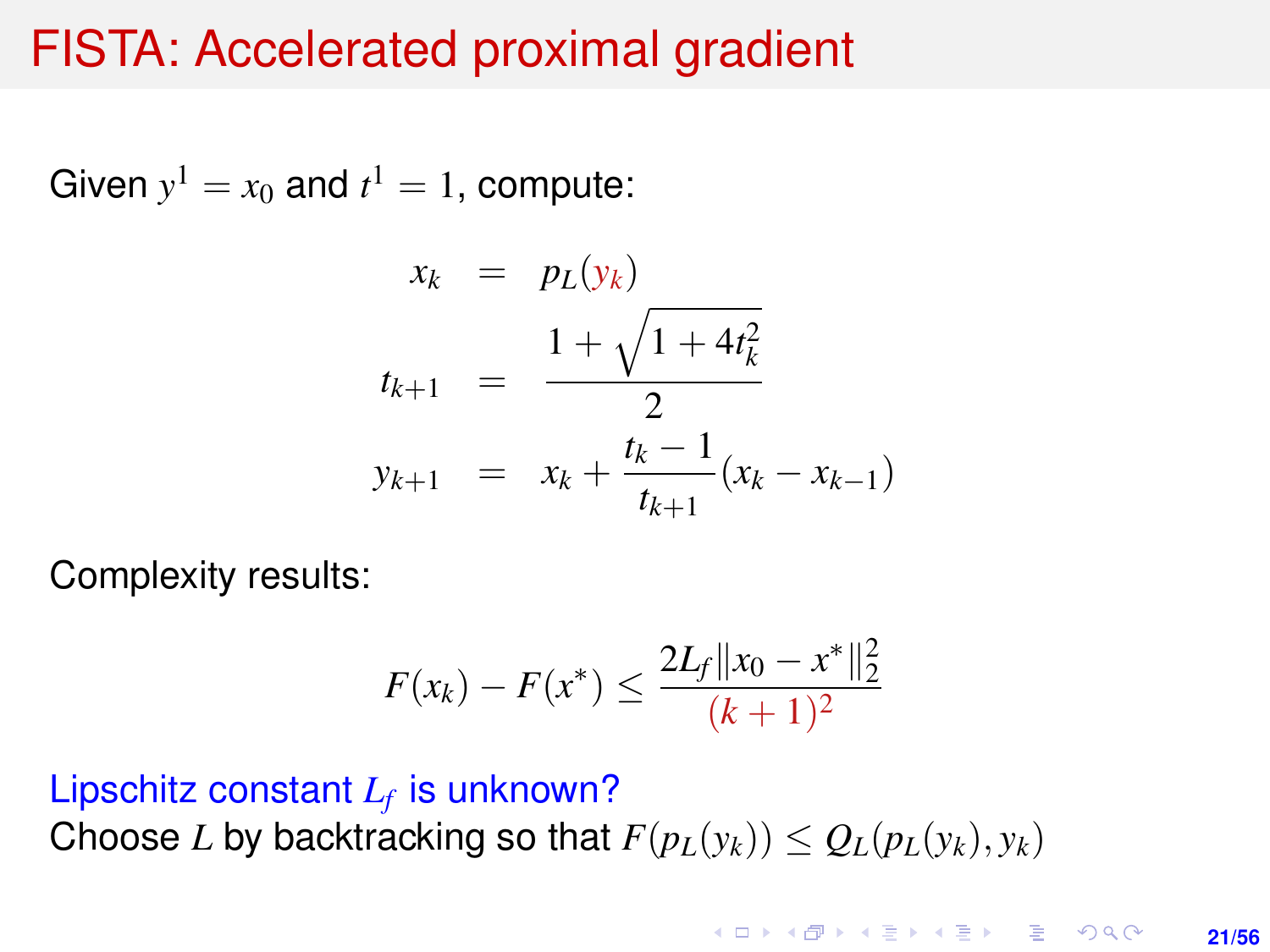# FISTA: Accelerated proximal gradient

Given $y^1 = x_0$ and $t^1 = 1$, compute:

$$
\begin{aligned}
x_k &= p_L(y_k) \\
t_{k+1} &= \frac{1 + \sqrt{1 + 4t_k^2}}{2} \\
y_{k+1} &= x_k + \frac{t_k - 1}{t_{k+1}}(x_k - x_{k-1})
\end{aligned}
$$

Complexity results:

$$
F(x_k) - F(x^*) \leq \frac{2L_f \|x_0 - x^*\|_2^2}{(k+1)^2}
$$

Lipschitz constant $L_f$ is unknown?
Choose $L$ by backtracking so that $F(p_L(y_k)) \leq Q_L(p_L(y_k), y_k)$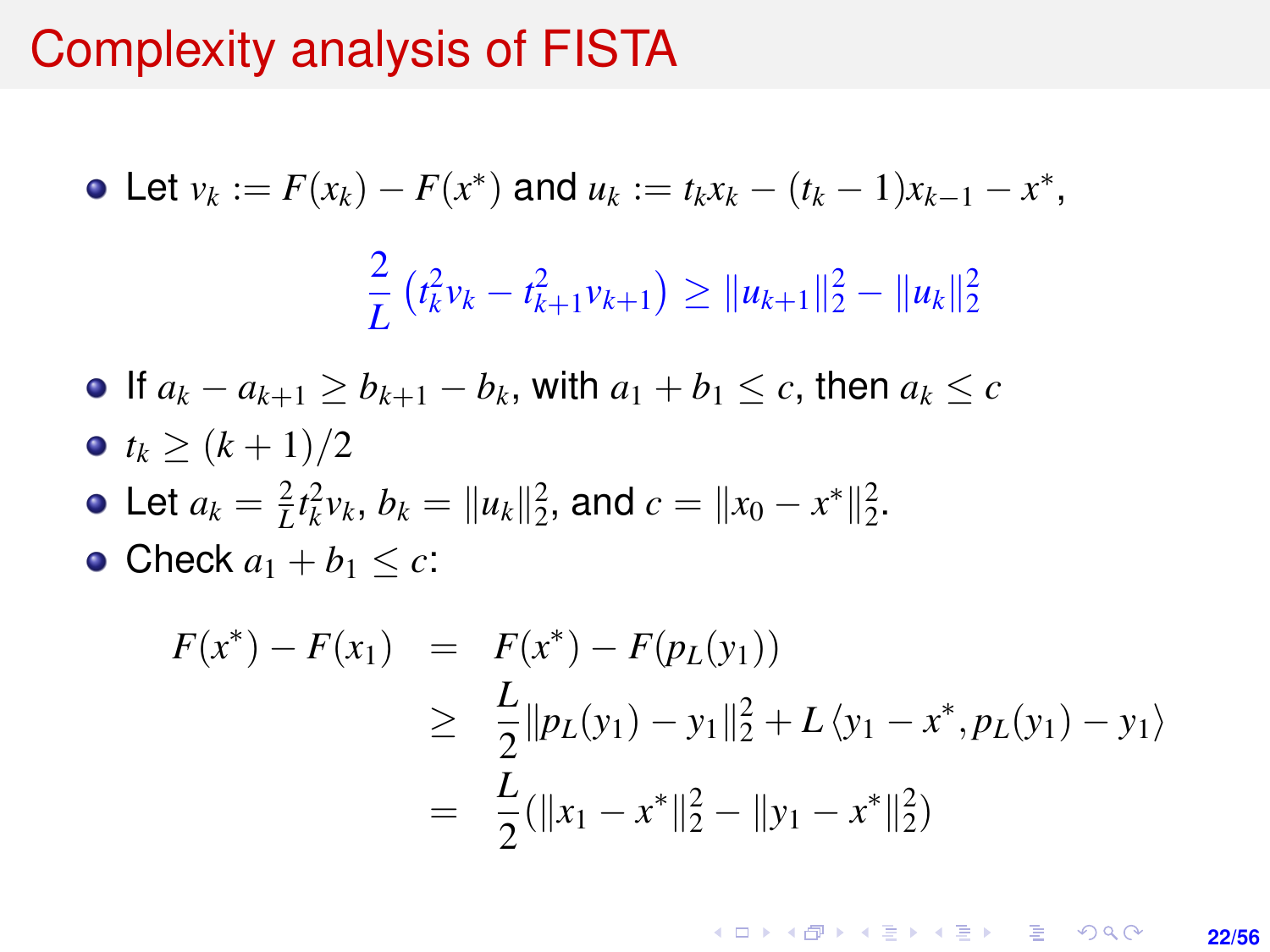# Complexity analysis of FISTA

- Let $v_k := F(x_k) - F(x^*)$ and $u_k := t_k x_k - (t_k - 1)x_{k-1} - x^*$,

$$\frac{2}{L}\left(t_k^2 v_k - t_{k+1}^2 v_{k+1}\right) \geq \|u_{k+1}\|_2^2 - \|u_k\|_2^2$$

- If $a_k - a_{k+1} \geq b_{k+1} - b_k$, with $a_1 + b_1 \leq c$, then $a_k \leq c$
- $t_k \geq (k+1)/2$
- Let $a_k = \frac{2}{L} t_k^2 v_k$, $b_k = \|u_k\|_2^2$, and $c = \|x_0 - x^*\|_2^2$.
- Check $a_1 + b_1 \leq c$:

$$\begin{aligned}
F(x^*) - F(x_1) &= F(x^*) - F(p_L(y_1)) \\
&\geq \frac{L}{2}\|p_L(y_1) - y_1\|_2^2 + L\left\langle y_1 - x^*, p_L(y_1) - y_1 \right\rangle \\
&= \frac{L}{2}(\|x_1 - x^*\|_2^2 - \|y_1 - x^*\|_2^2)
\end{aligned}$$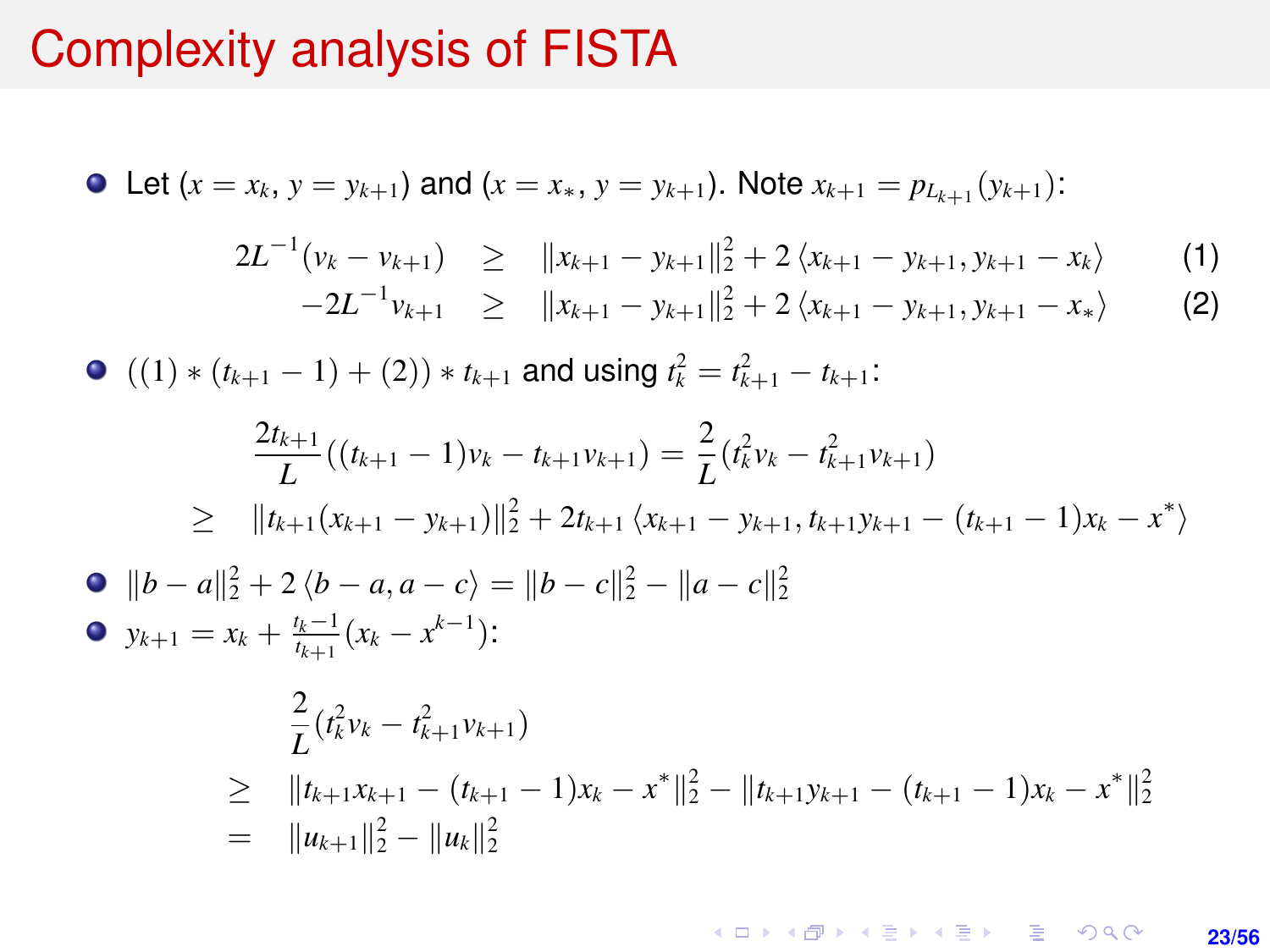# Complexity analysis of FISTA

- Let $(x = x_k, y = y_{k+1})$ and $(x = x_*, y = y_{k+1})$. Note $x_{k+1} = p_{L_{k+1}}(y_{k+1})$:

$$
\begin{aligned}
2L^{-1}(v_k - v_{k+1}) &\geq \|x_{k+1} - y_{k+1}\|_2^2 + 2\langle x_{k+1} - y_{k+1}, y_{k+1} - x_k\rangle & (1) \\
-2L^{-1}v_{k+1} &\geq \|x_{k+1} - y_{k+1}\|_2^2 + 2\langle x_{k+1} - y_{k+1}, y_{k+1} - x_*\rangle & (2)
\end{aligned}
$$

- $((1) * (t_{k+1} - 1) + (2)) * t_{k+1}$ and using $t_k^2 = t_{k+1}^2 - t_{k+1}$:

$$
\begin{aligned}
& \frac{2t_{k+1}}{L}((t_{k+1} - 1)v_k - t_{k+1}v_{k+1}) = \frac{2}{L}(t_k^2 v_k - t_{k+1}^2 v_{k+1}) \\
\geq\ & \|t_{k+1}(x_{k+1} - y_{k+1})\|_2^2 + 2t_{k+1}\langle x_{k+1} - y_{k+1}, t_{k+1}y_{k+1} - (t_{k+1} - 1)x_k - x^*\rangle
\end{aligned}
$$

- $\|b - a\|_2^2 + 2\langle b - a, a - c\rangle = \|b - c\|_2^2 - \|a - c\|_2^2$
- $y_{k+1} = x_k + \frac{t_k - 1}{t_{k+1}}(x_k - x^{k-1})$:

$$
\begin{aligned}
& \frac{2}{L}(t_k^2 v_k - t_{k+1}^2 v_{k+1}) \\
\geq\ & \|t_{k+1}x_{k+1} - (t_{k+1} - 1)x_k - x^*\|_2^2 - \|t_{k+1}y_{k+1} - (t_{k+1} - 1)x_k - x^*\|_2^2 \\
=\ & \|u_{k+1}\|_2^2 - \|u_k\|_2^2
\end{aligned}
$$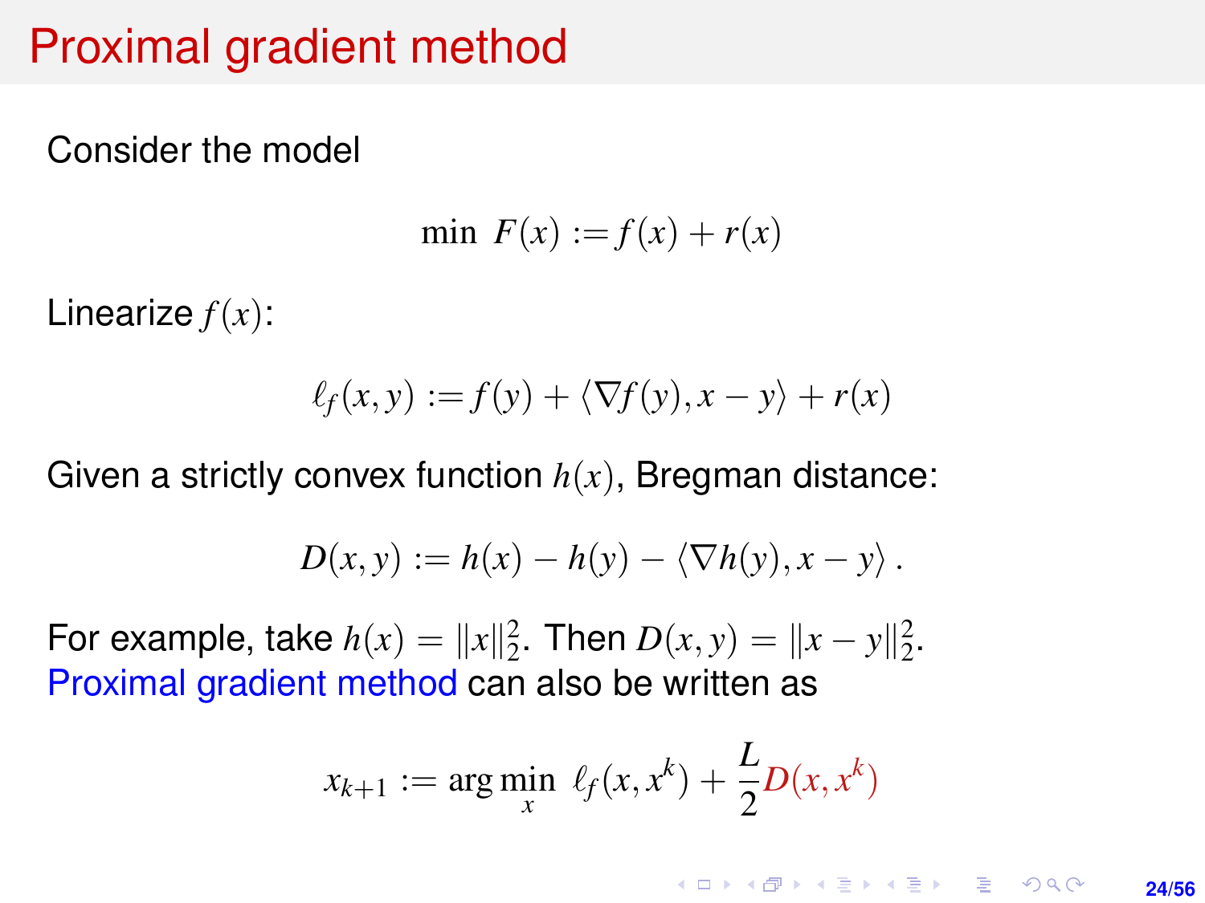# Proximal gradient method

Consider the model

$$\min \ F(x) := f(x) + r(x)$$

Linearize $f(x)$:

$$\ell_f(x,y) := f(y) + \langle \nabla f(y), x - y \rangle + r(x)$$

Given a strictly convex function $h(x)$, Bregman distance:

$$D(x,y) := h(x) - h(y) - \langle \nabla h(y), x - y \rangle .$$

For example, take $h(x) = \|x\|_2^2$. Then $D(x,y) = \|x - y\|_2^2$.
Proximal gradient method can also be written as

$$x_{k+1} := \arg\min_x \ \ell_f(x, x^k) + \frac{L}{2} D(x, x^k)$$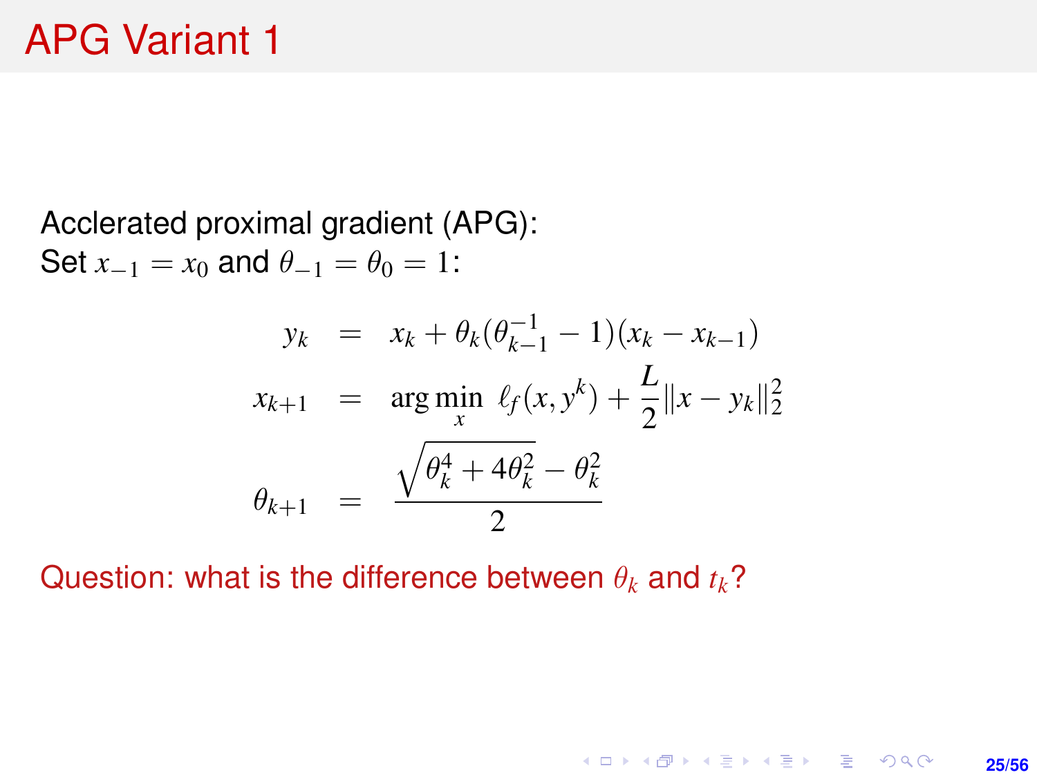# APG Variant 1

Acclerated proximal gradient (APG):
Set $x_{-1} = x_0$ and $\theta_{-1} = \theta_0 = 1$:

$$
\begin{aligned}
y_k &= x_k + \theta_k(\theta_{k-1}^{-1} - 1)(x_k - x_{k-1}) \\
x_{k+1} &= \arg\min_x \; \ell_f(x, y^k) + \frac{L}{2}\|x - y_k\|_2^2 \\
\theta_{k+1} &= \frac{\sqrt{\theta_k^4 + 4\theta_k^2} - \theta_k^2}{2}
\end{aligned}
$$

Question: what is the difference between $\theta_k$ and $t_k$?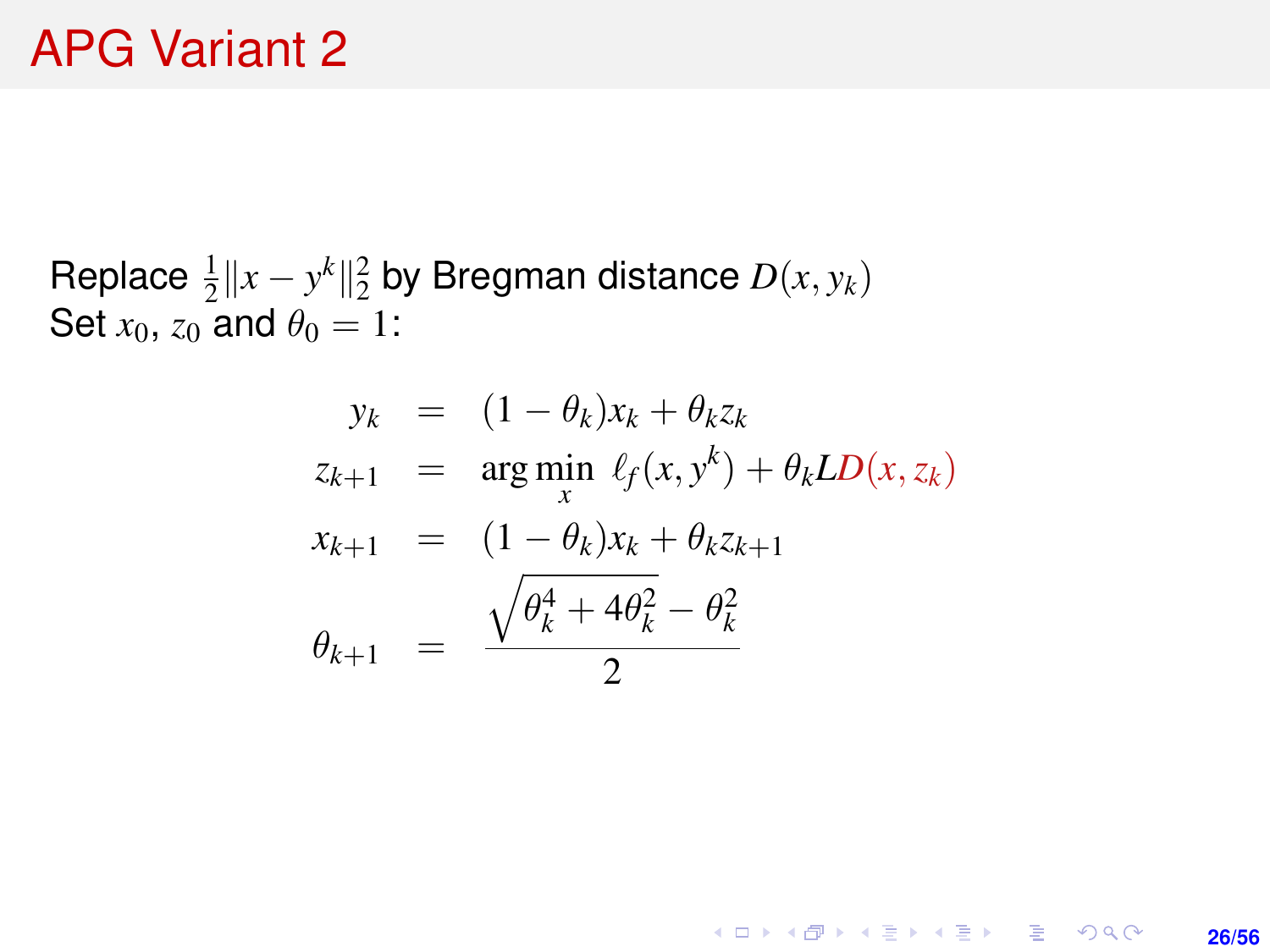# APG Variant 2

Replace $\frac{1}{2}\|x - y^k\|_2^2$ by Bregman distance $D(x, y_k)$
Set $x_0$, $z_0$ and $\theta_0 = 1$:

$$
\begin{aligned}
y_k &= (1-\theta_k)x_k + \theta_k z_k \\
z_{k+1} &= \arg\min_x \; \ell_f(x, y^k) + \theta_k L D(x, z_k) \\
x_{k+1} &= (1-\theta_k)x_k + \theta_k z_{k+1} \\
\theta_{k+1} &= \frac{\sqrt{\theta_k^4 + 4\theta_k^2} - \theta_k^2}{2}
\end{aligned}
$$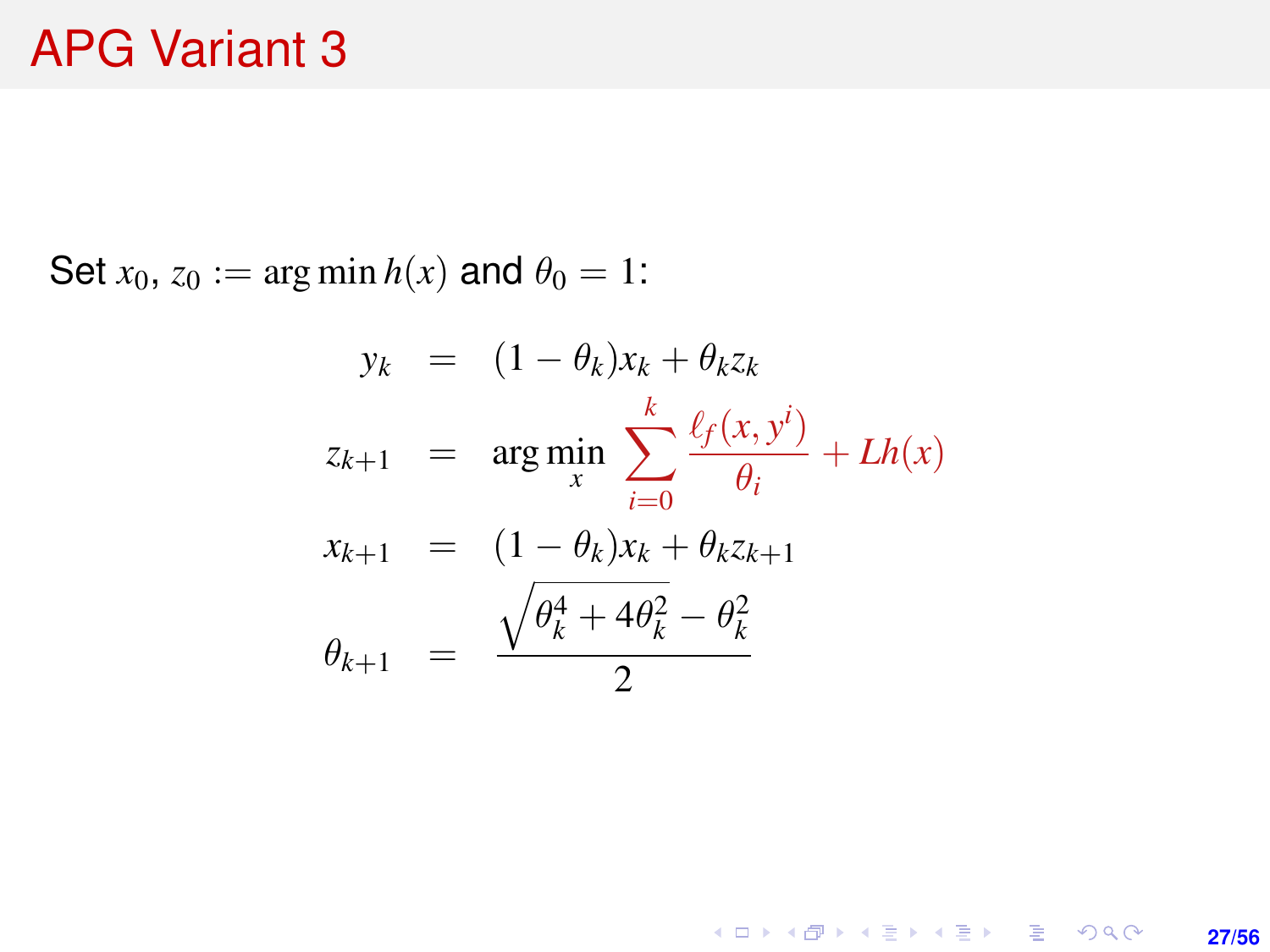# APG Variant 3

Set $x_0$, $z_0 := \arg\min h(x)$ and $\theta_0 = 1$:

$$
\begin{aligned}
y_k &= (1-\theta_k)x_k + \theta_k z_k \\
z_{k+1} &= \arg\min_x \sum_{i=0}^{k} \frac{\ell_f(x, y^i)}{\theta_i} + Lh(x) \\
x_{k+1} &= (1-\theta_k)x_k + \theta_k z_{k+1} \\
\theta_{k+1} &= \frac{\sqrt{\theta_k^4 + 4\theta_k^2} - \theta_k^2}{2}
\end{aligned}
$$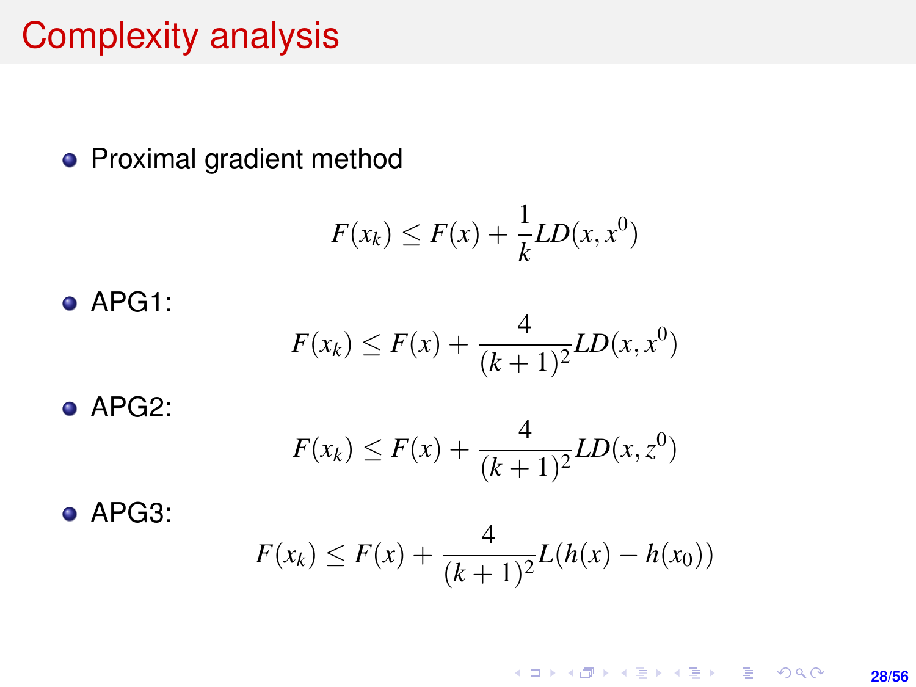# Complexity analysis

- Proximal gradient method

$$F(x_k) \leq F(x) + \frac{1}{k} LD(x, x^0)$$

- APG1:

$$F(x_k) \leq F(x) + \frac{4}{(k+1)^2} LD(x, x^0)$$

- APG2:

$$F(x_k) \leq F(x) + \frac{4}{(k+1)^2} LD(x, z^0)$$

- APG3:

$$F(x_k) \leq F(x) + \frac{4}{(k+1)^2} L(h(x) - h(x_0))$$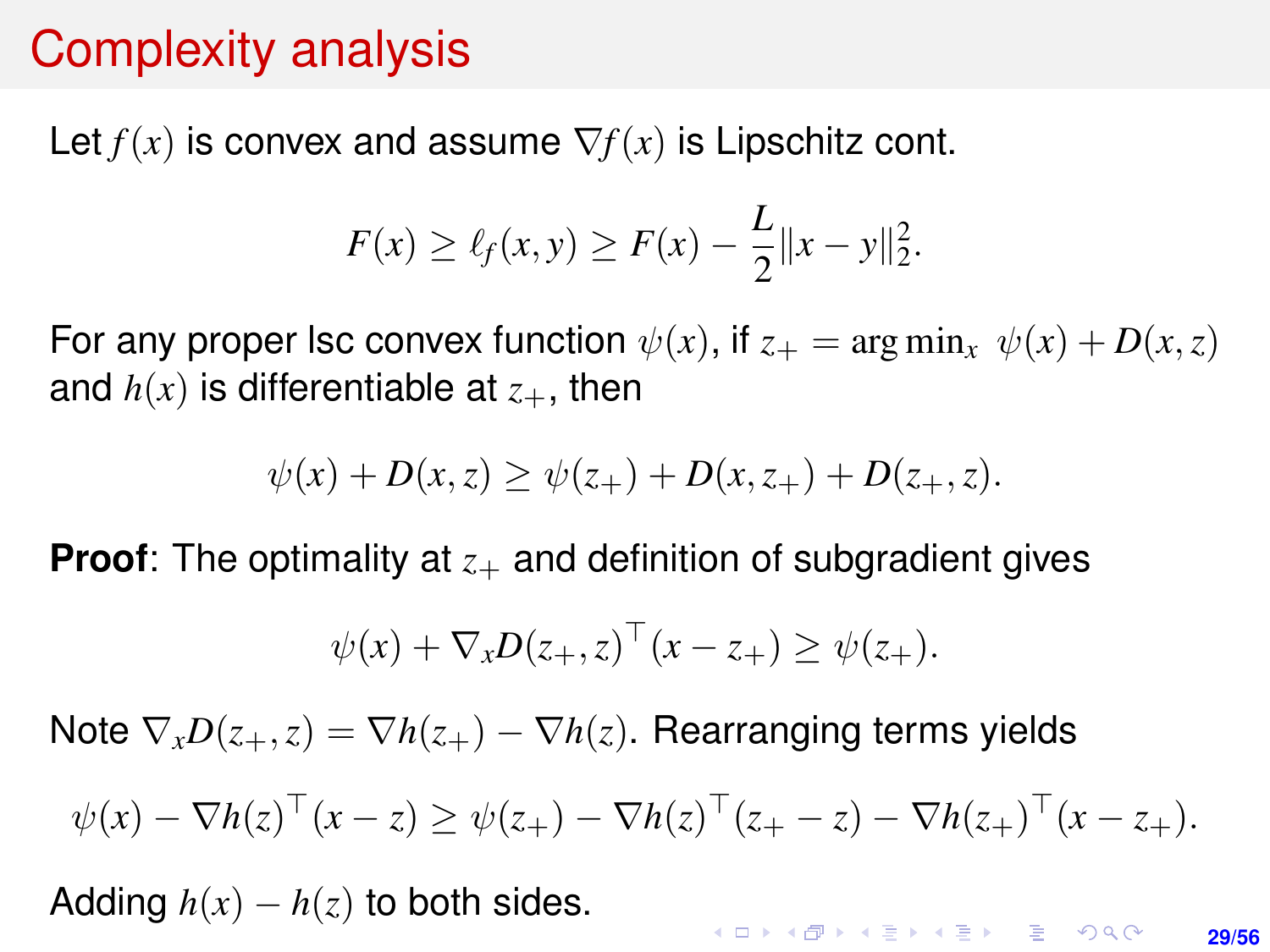# Complexity analysis

Let $f(x)$ is convex and assume $\nabla f(x)$ is Lipschitz cont.

$$F(x) \geq \ell_f(x, y) \geq F(x) - \frac{L}{2}\|x - y\|_2^2.$$

For any proper lsc convex function $\psi(x)$, if $z_+ = \arg\min_x \; \psi(x) + D(x, z)$ and $h(x)$ is differentiable at $z_+$, then

$$\psi(x) + D(x, z) \geq \psi(z_+) + D(x, z_+) + D(z_+, z).$$

**Proof**: The optimality at $z_+$ and definition of subgradient gives

$$\psi(x) + \nabla_x D(z_+, z)^\top (x - z_+) \geq \psi(z_+).$$

Note $\nabla_x D(z_+, z) = \nabla h(z_+) - \nabla h(z)$. Rearranging terms yields

$$\psi(x) - \nabla h(z)^\top (x - z) \geq \psi(z_+) - \nabla h(z)^\top (z_+ - z) - \nabla h(z_+)^\top (x - z_+).$$

Adding $h(x) - h(z)$ to both sides.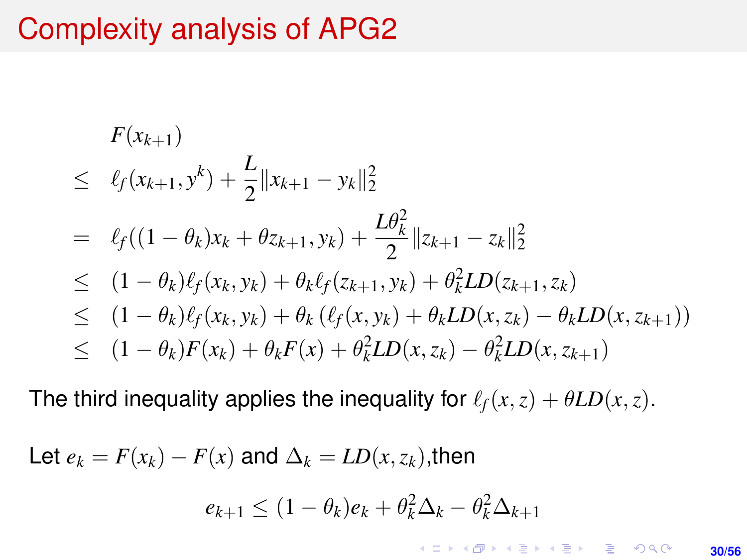# Complexity analysis of APG2

$$
\begin{aligned}
& F(x_{k+1}) \\
\leq \;& \ell_f(x_{k+1}, y^k) + \frac{L}{2}\|x_{k+1} - y_k\|_2^2 \\
= \;& \ell_f((1-\theta_k)x_k + \theta z_{k+1}, y_k) + \frac{L\theta_k^2}{2}\|z_{k+1} - z_k\|_2^2 \\
\leq \;& (1-\theta_k)\ell_f(x_k, y_k) + \theta_k \ell_f(z_{k+1}, y_k) + \theta_k^2 LD(z_{k+1}, z_k) \\
\leq \;& (1-\theta_k)\ell_f(x_k, y_k) + \theta_k\left(\ell_f(x, y_k) + \theta_k LD(x, z_k) - \theta_k LD(x, z_{k+1})\right) \\
\leq \;& (1-\theta_k)F(x_k) + \theta_k F(x) + \theta_k^2 LD(x, z_k) - \theta_k^2 LD(x, z_{k+1})
\end{aligned}
$$

The third inequality applies the inequality for $\ell_f(x,z) + \theta LD(x,z)$.

Let $e_k = F(x_k) - F(x)$ and $\Delta_k = LD(x, z_k)$,then

$$
e_{k+1} \leq (1-\theta_k)e_k + \theta_k^2\Delta_k - \theta_k^2\Delta_{k+1}
$$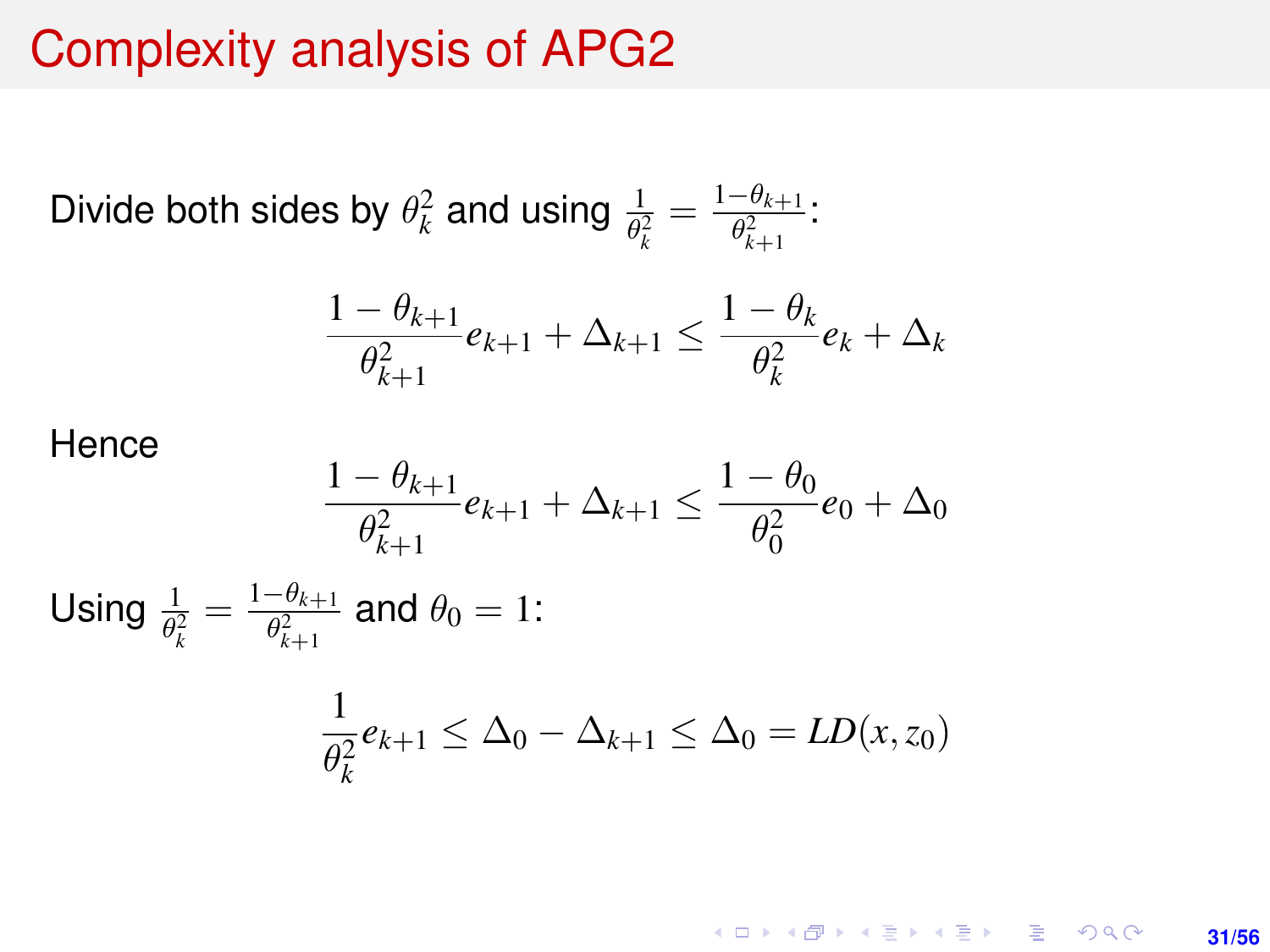# Complexity analysis of APG2

Divide both sides by $\theta_k^2$ and using $\frac{1}{\theta_k^2} = \frac{1-\theta_{k+1}}{\theta_{k+1}^2}$:

$$\frac{1-\theta_{k+1}}{\theta_{k+1}^2} e_{k+1} + \Delta_{k+1} \le \frac{1-\theta_k}{\theta_k^2} e_k + \Delta_k$$

Hence

$$\frac{1-\theta_{k+1}}{\theta_{k+1}^2} e_{k+1} + \Delta_{k+1} \le \frac{1-\theta_0}{\theta_0^2} e_0 + \Delta_0$$

Using $\frac{1}{\theta_k^2} = \frac{1-\theta_{k+1}}{\theta_{k+1}^2}$ and $\theta_0 = 1$:

$$\frac{1}{\theta_k^2} e_{k+1} \le \Delta_0 - \Delta_{k+1} \le \Delta_0 = LD(x, z_0)$$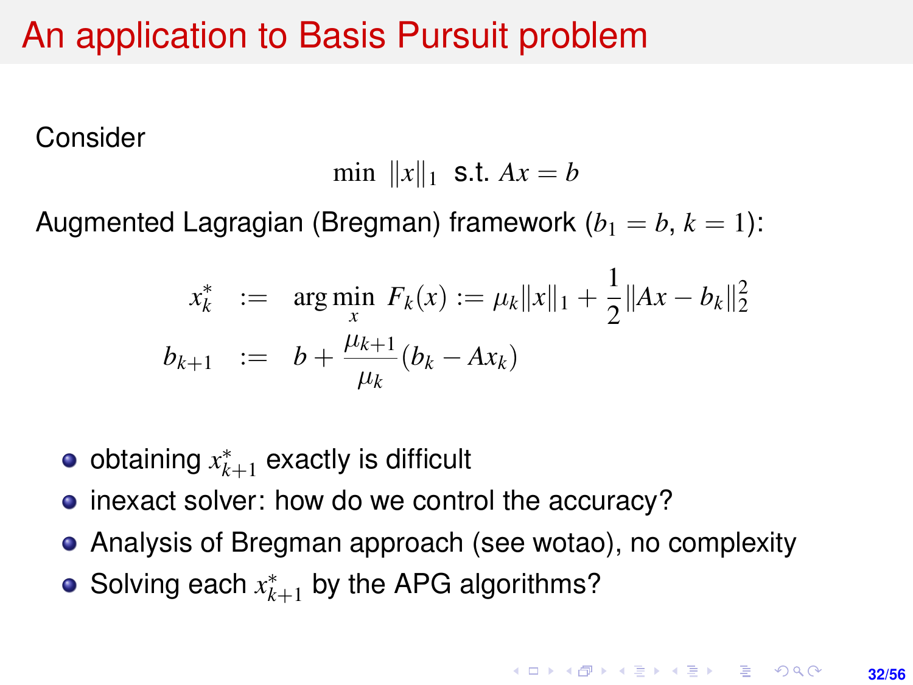# An application to Basis Pursuit problem

Consider

$$\min \ \|x\|_1 \ \text{ s.t. } Ax = b$$

Augmented Lagragian (Bregman) framework ($b_1 = b$, $k = 1$):

$$
\begin{aligned}
x_k^* &:= \arg\min_x \ F_k(x) := \mu_k \|x\|_1 + \frac{1}{2}\|Ax - b_k\|_2^2 \\
b_{k+1} &:= b + \frac{\mu_{k+1}}{\mu_k}(b_k - Ax_k)
\end{aligned}
$$

- obtaining $x_{k+1}^*$ exactly is difficult
- inexact solver: how do we control the accuracy?
- Analysis of Bregman approach (see wotao), no complexity
- Solving each $x_{k+1}^*$ by the APG algorithms?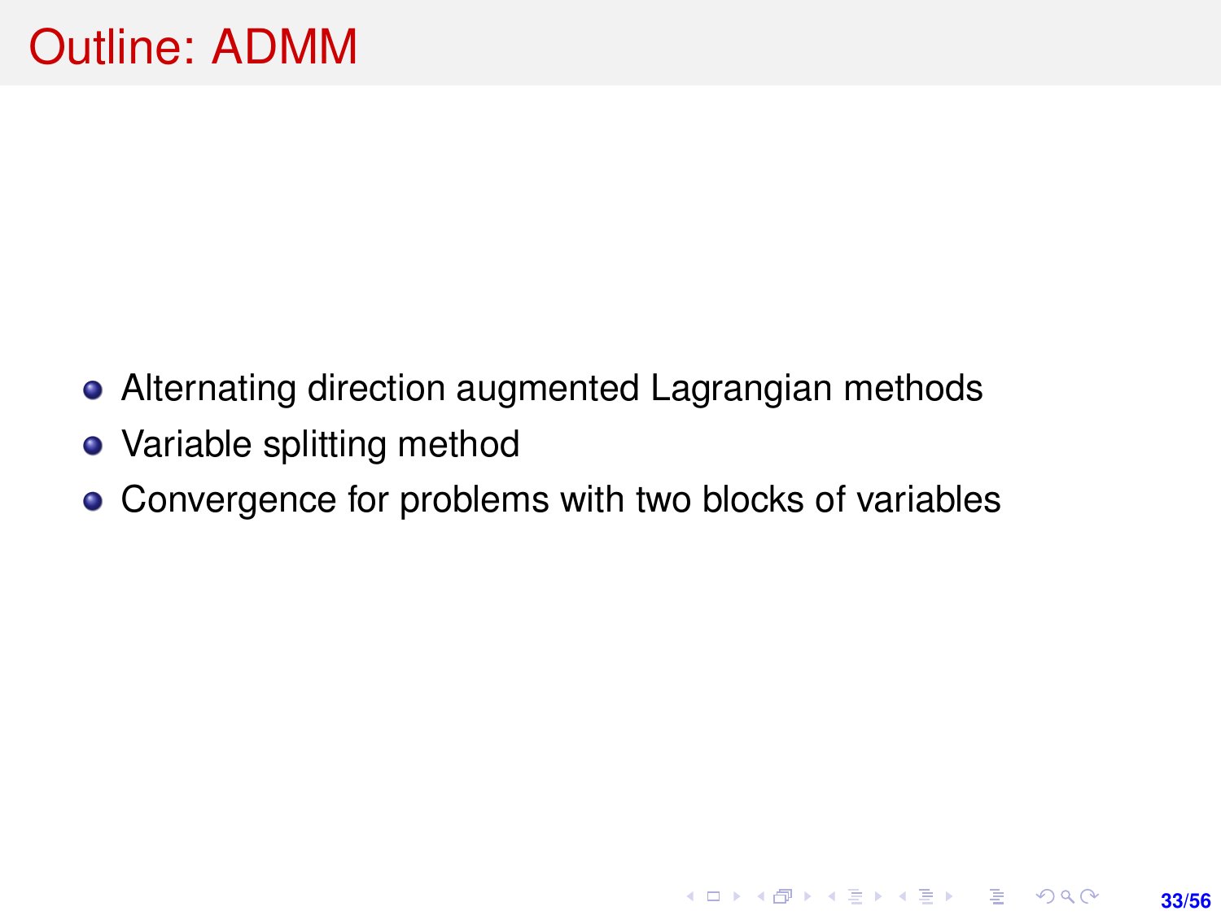# Outline: ADMM

- Alternating direction augmented Lagrangian methods
- Variable splitting method
- Convergence for problems with two blocks of variables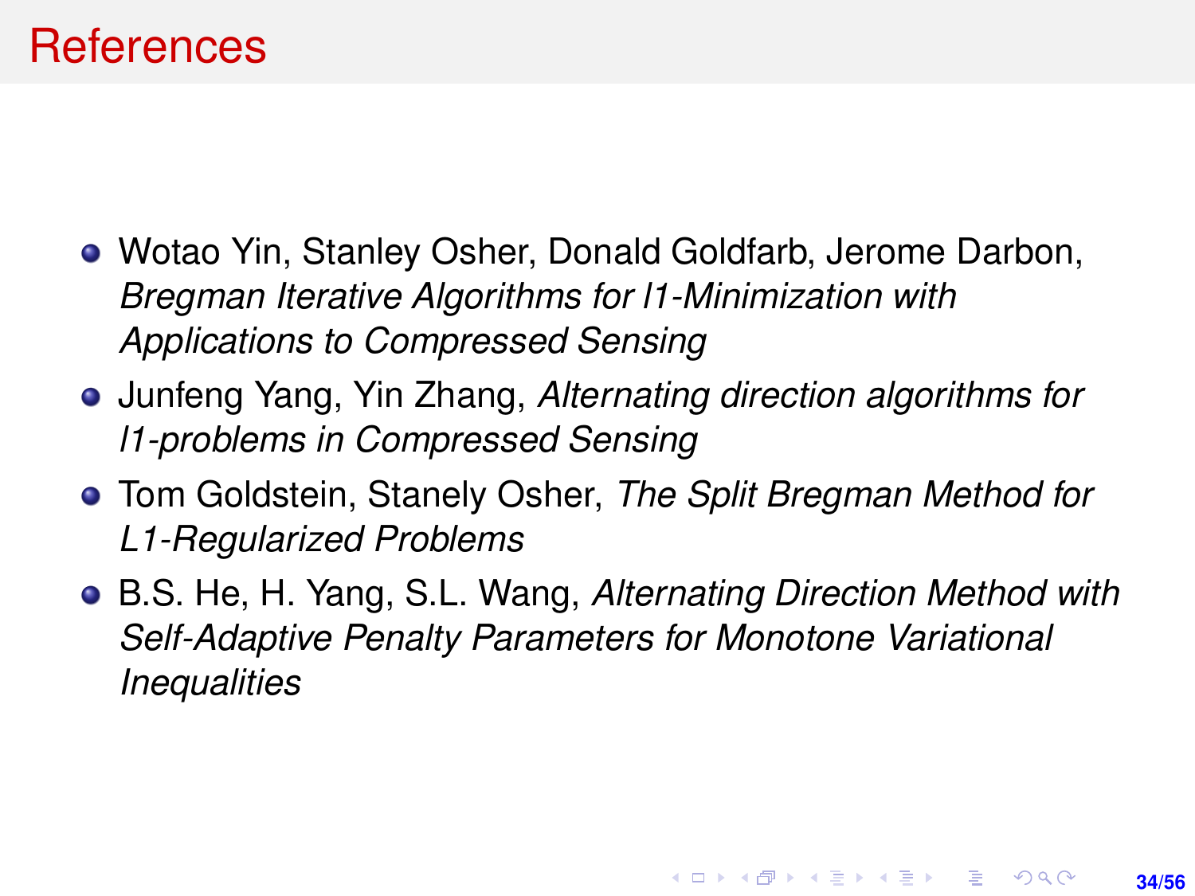# References

- Wotao Yin, Stanley Osher, Donald Goldfarb, Jerome Darbon, *Bregman Iterative Algorithms for l1-Minimization with Applications to Compressed Sensing*
- Junfeng Yang, Yin Zhang, *Alternating direction algorithms for l1-problems in Compressed Sensing*
- Tom Goldstein, Stanely Osher, *The Split Bregman Method for L1-Regularized Problems*
- B.S. He, H. Yang, S.L. Wang, *Alternating Direction Method with Self-Adaptive Penalty Parameters for Monotone Variational Inequalities*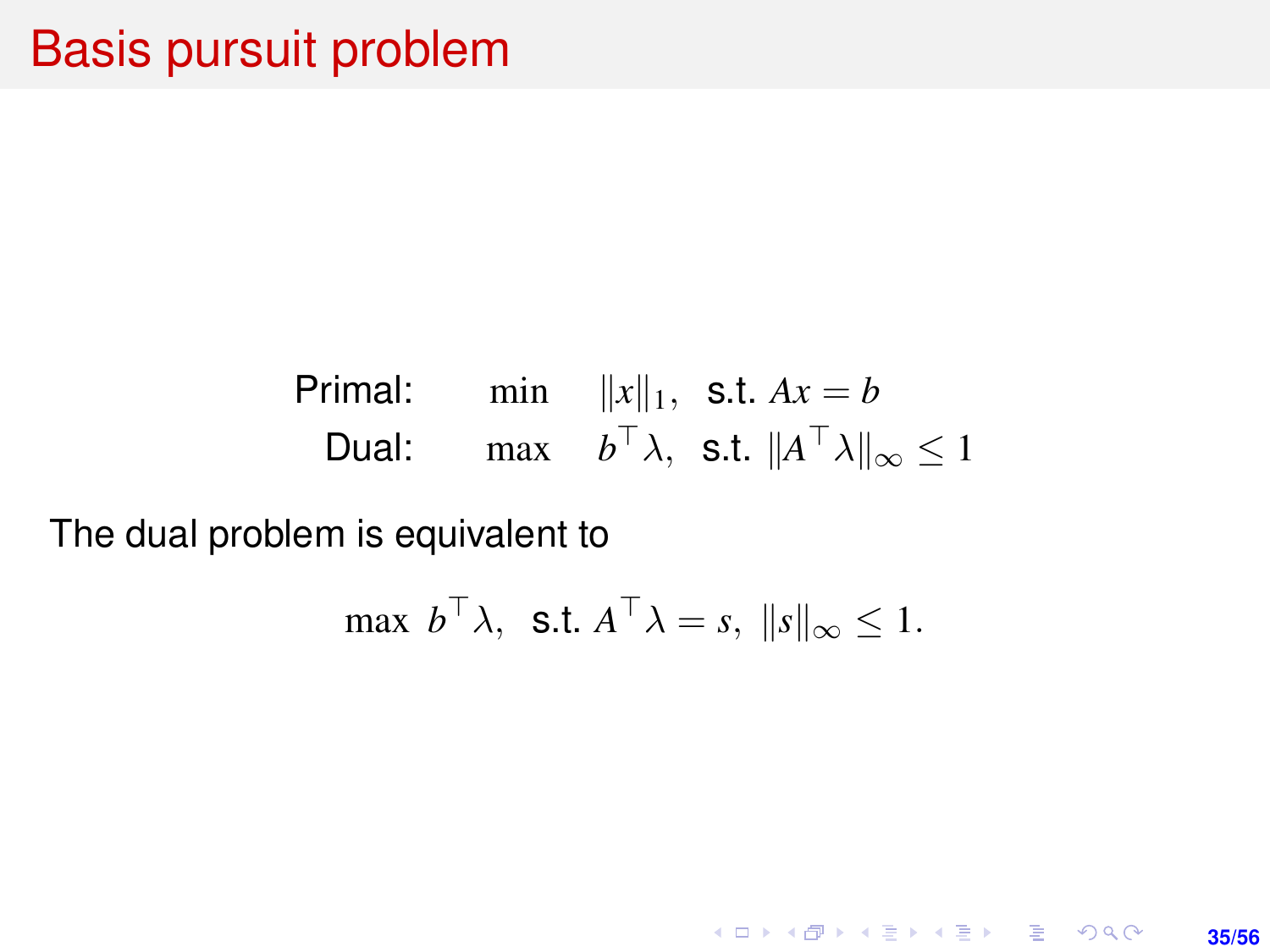# Basis pursuit problem

$$
\begin{aligned}
\text{Primal:} \quad & \min \quad \|x\|_1, \ \text{ s.t. } Ax = b \\
\text{Dual:} \quad & \max \quad b^\top \lambda, \ \text{ s.t. } \|A^\top \lambda\|_\infty \leq 1
\end{aligned}
$$

The dual problem is equivalent to

$$
\max \ b^\top \lambda, \ \text{ s.t. } A^\top \lambda = s, \ \|s\|_\infty \leq 1.
$$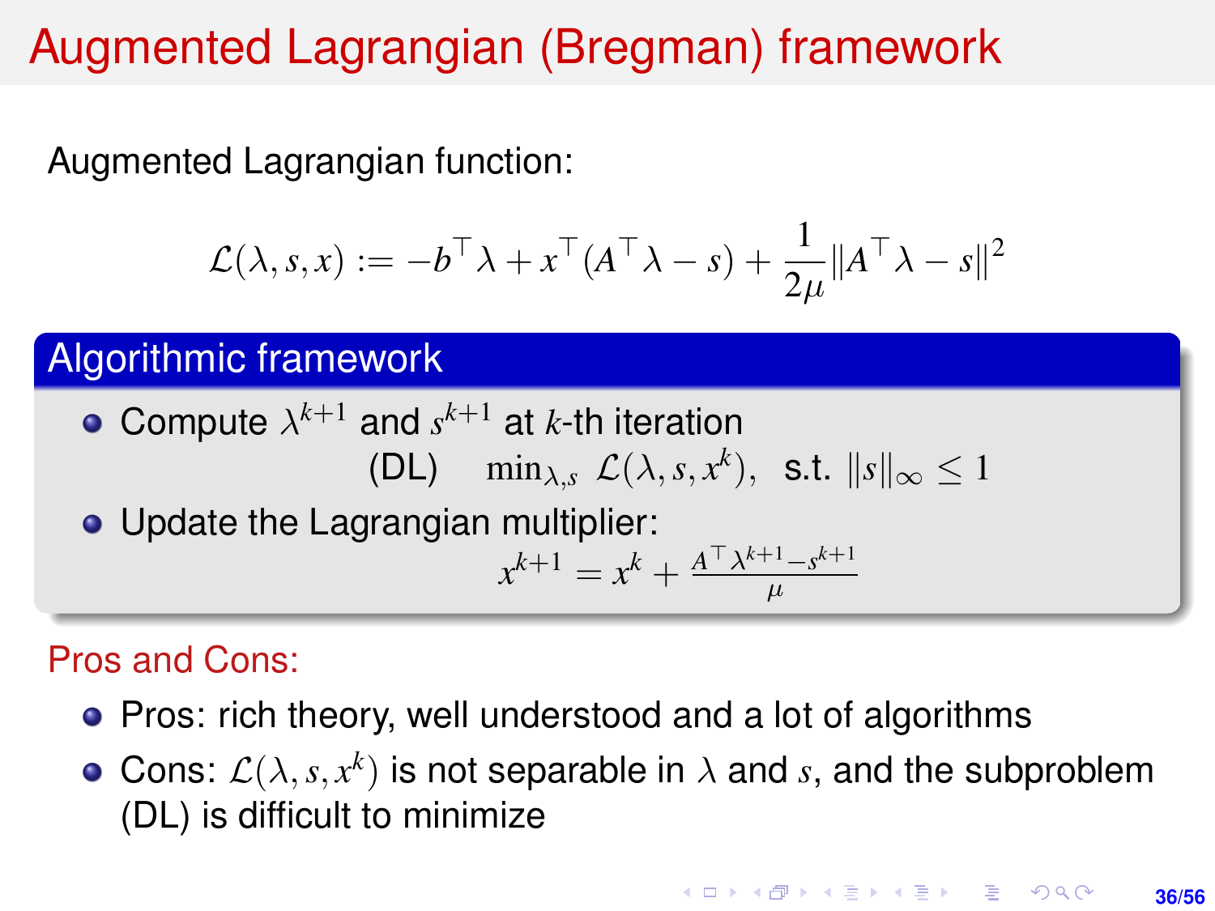# Augmented Lagrangian (Bregman) framework

Augmented Lagrangian function:

$$\mathcal{L}(\lambda, s, x) := -b^\top \lambda + x^\top (A^\top \lambda - s) + \frac{1}{2\mu} \|A^\top \lambda - s\|^2$$

## Algorithmic framework

- Compute $\lambda^{k+1}$ and $s^{k+1}$ at $k$-th iteration

$$\text{(DL)} \quad \min_{\lambda,s} \ \mathcal{L}(\lambda, s, x^k), \ \ \text{s.t. } \|s\|_\infty \leq 1$$

- Update the Lagrangian multiplier:

$$x^{k+1} = x^k + \frac{A^\top \lambda^{k+1} - s^{k+1}}{\mu}$$

Pros and Cons:

- Pros: rich theory, well understood and a lot of algorithms
- Cons: $\mathcal{L}(\lambda, s, x^k)$ is not separable in $\lambda$ and $s$, and the subproblem (DL) is difficult to minimize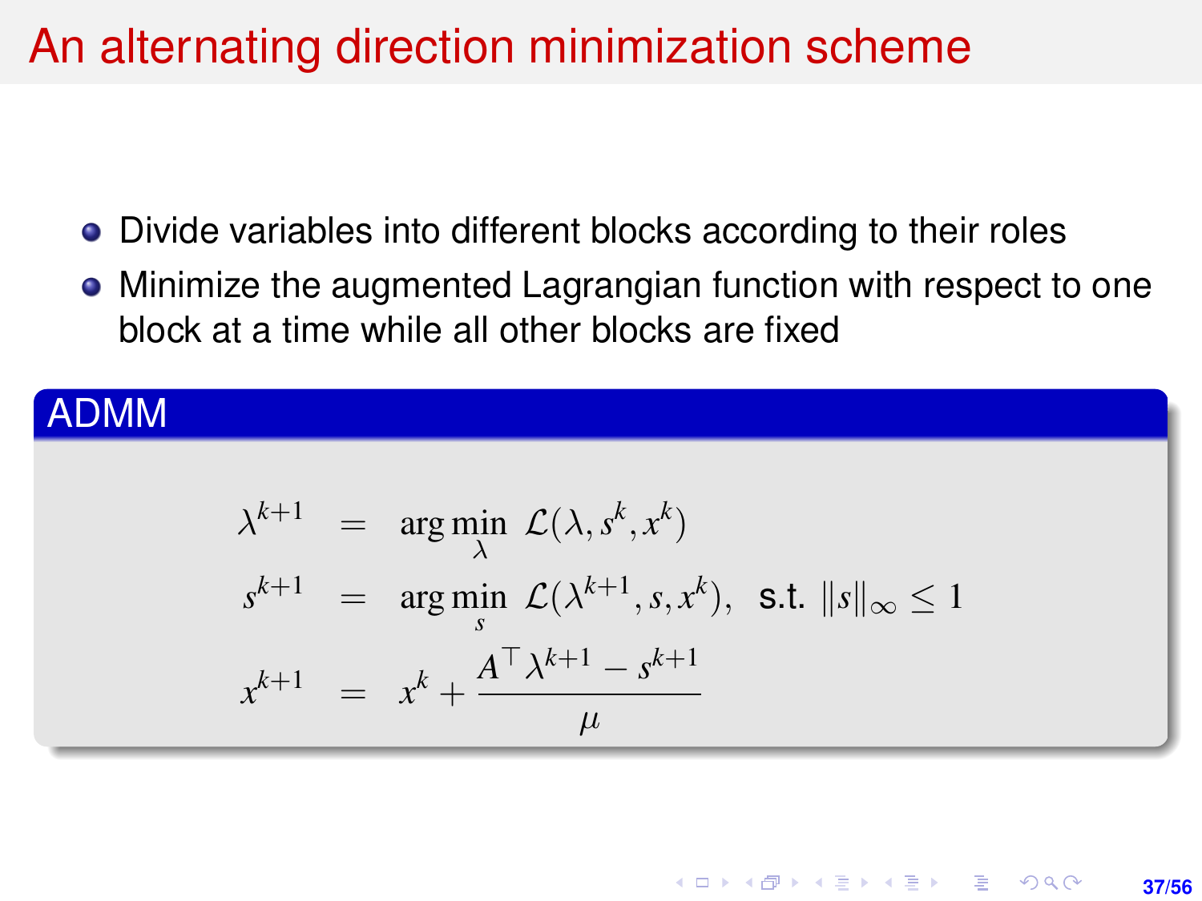# An alternating direction minimization scheme

- Divide variables into different blocks according to their roles
- Minimize the augmented Lagrangian function with respect to one block at a time while all other blocks are fixed

**ADMM**

$$
\begin{aligned}
\lambda^{k+1} &= \arg\min_{\lambda} \ \mathcal{L}(\lambda, s^k, x^k) \\
s^{k+1} &= \arg\min_{s} \ \mathcal{L}(\lambda^{k+1}, s, x^k), \ \text{ s.t. } \|s\|_\infty \le 1 \\
x^{k+1} &= x^k + \frac{A^\top \lambda^{k+1} - s^{k+1}}{\mu}
\end{aligned}
$$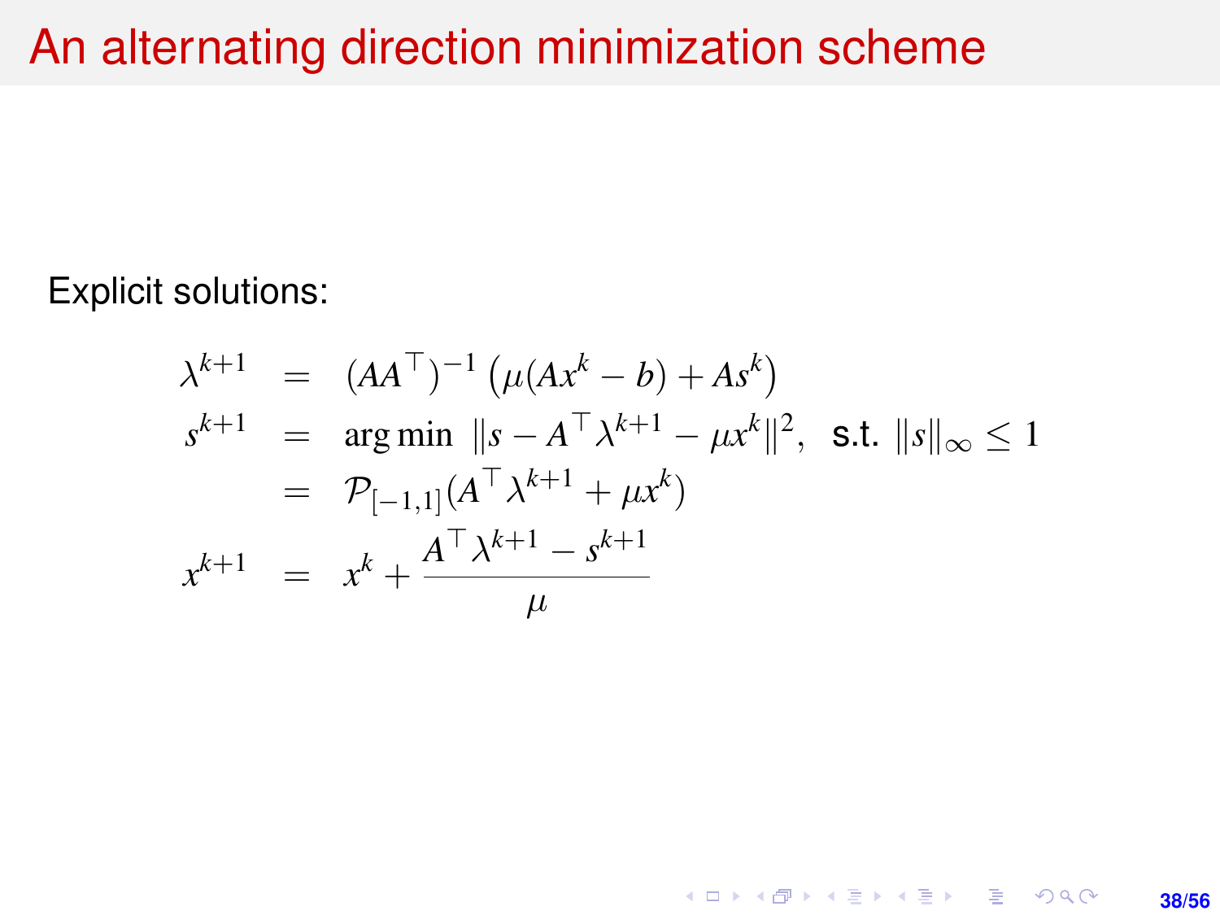# An alternating direction minimization scheme

Explicit solutions:

$$
\begin{aligned}
\lambda^{k+1} &= (AA^\top)^{-1}\left(\mu(Ax^k - b) + As^k\right) \\
s^{k+1} &= \arg\min \ \|s - A^\top \lambda^{k+1} - \mu x^k\|^2, \ \text{ s.t. } \|s\|_\infty \le 1 \\
&= \mathcal{P}_{[-1,1]}(A^\top \lambda^{k+1} + \mu x^k) \\
x^{k+1} &= x^k + \frac{A^\top \lambda^{k+1} - s^{k+1}}{\mu}
\end{aligned}
$$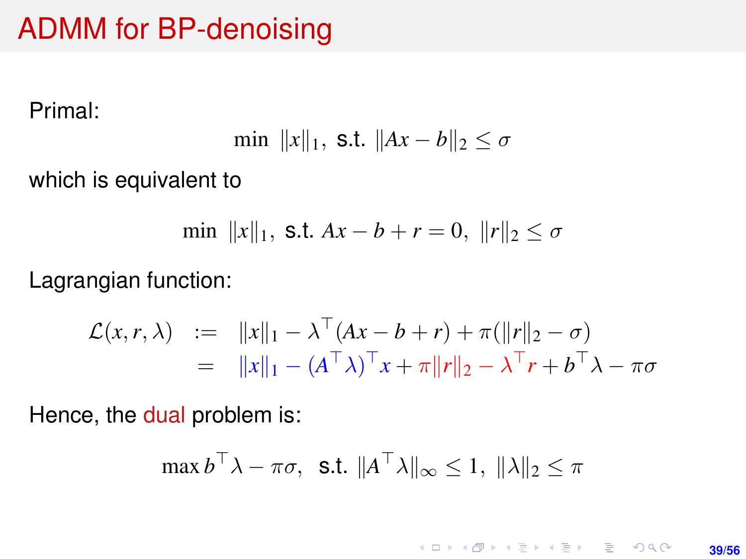# ADMM for BP-denoising

Primal:

$$\min \ \|x\|_1, \text{ s.t. } \|Ax - b\|_2 \leq \sigma$$

which is equivalent to

$$\min \ \|x\|_1, \text{ s.t. } Ax - b + r = 0, \ \|r\|_2 \leq \sigma$$

Lagrangian function:

$$\begin{aligned} \mathcal{L}(x, r, \lambda) &:= \|x\|_1 - \lambda^\top (Ax - b + r) + \pi(\|r\|_2 - \sigma) \\ &= \|x\|_1 - (A^\top \lambda)^\top x + \pi\|r\|_2 - \lambda^\top r + b^\top \lambda - \pi\sigma \end{aligned}$$

Hence, the dual problem is:

$$\max b^\top \lambda - \pi\sigma, \ \text{ s.t. } \|A^\top \lambda\|_\infty \leq 1, \ \|\lambda\|_2 \leq \pi$$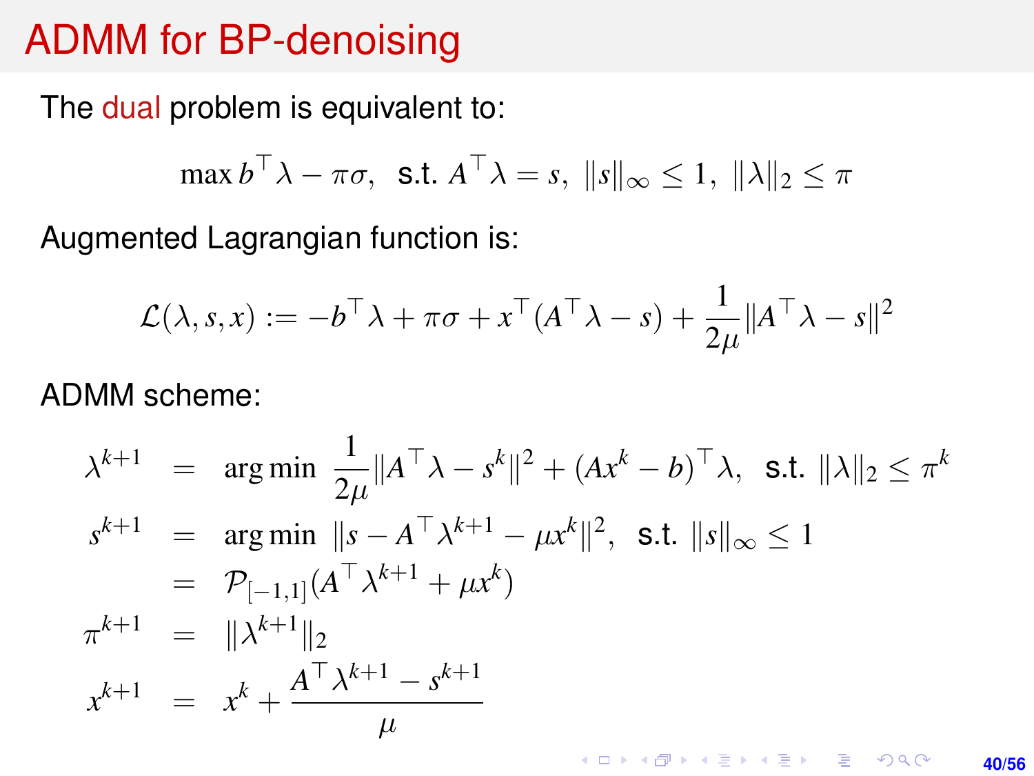# ADMM for BP-denoising

The dual problem is equivalent to:

$$\max b^\top \lambda - \pi\sigma, \text{ s.t. } A^\top \lambda = s, \; \|s\|_\infty \leq 1, \; \|\lambda\|_2 \leq \pi$$

Augmented Lagrangian function is:

$$\mathcal{L}(\lambda, s, x) := -b^\top \lambda + \pi\sigma + x^\top (A^\top \lambda - s) + \frac{1}{2\mu}\|A^\top \lambda - s\|^2$$

ADMM scheme:

$$
\begin{aligned}
\lambda^{k+1} &= \arg\min \; \frac{1}{2\mu}\|A^\top \lambda - s^k\|^2 + (Ax^k - b)^\top \lambda, \text{ s.t. } \|\lambda\|_2 \leq \pi^k \\
s^{k+1} &= \arg\min \; \|s - A^\top \lambda^{k+1} - \mu x^k\|^2, \text{ s.t. } \|s\|_\infty \leq 1 \\
&= \mathcal{P}_{[-1,1]}(A^\top \lambda^{k+1} + \mu x^k) \\
\pi^{k+1} &= \|\lambda^{k+1}\|_2 \\
x^{k+1} &= x^k + \frac{A^\top \lambda^{k+1} - s^{k+1}}{\mu}
\end{aligned}
$$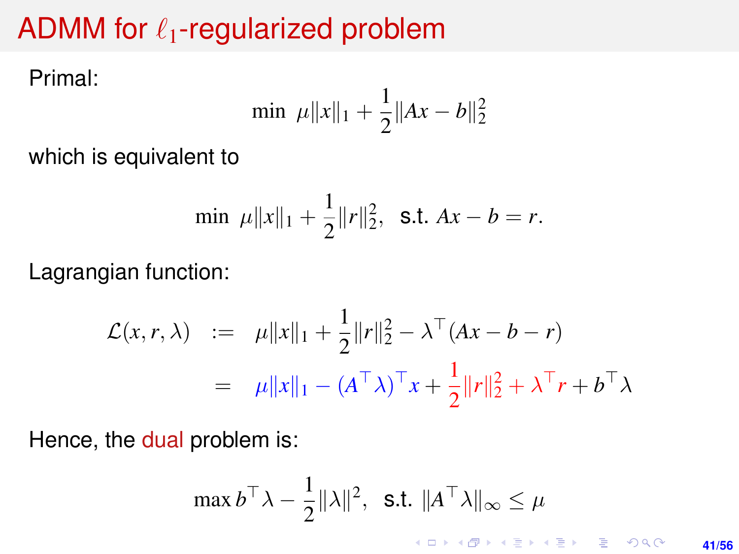# ADMM for $\ell_1$-regularized problem

Primal:

$$\min \ \mu\|x\|_1 + \frac{1}{2}\|Ax - b\|_2^2$$

which is equivalent to

$$\min \ \mu\|x\|_1 + \frac{1}{2}\|r\|_2^2, \ \text{ s.t. } Ax - b = r.$$

Lagrangian function:

$$\begin{aligned}
\mathcal{L}(x, r, \lambda) \ &:= \ \mu\|x\|_1 + \frac{1}{2}\|r\|_2^2 - \lambda^\top(Ax - b - r) \\
&= \ \mu\|x\|_1 - (A^\top\lambda)^\top x + \frac{1}{2}\|r\|_2^2 + \lambda^\top r + b^\top\lambda
\end{aligned}$$

Hence, the dual problem is:

$$\max b^\top\lambda - \frac{1}{2}\|\lambda\|^2, \ \text{ s.t. } \|A^\top\lambda\|_\infty \leq \mu$$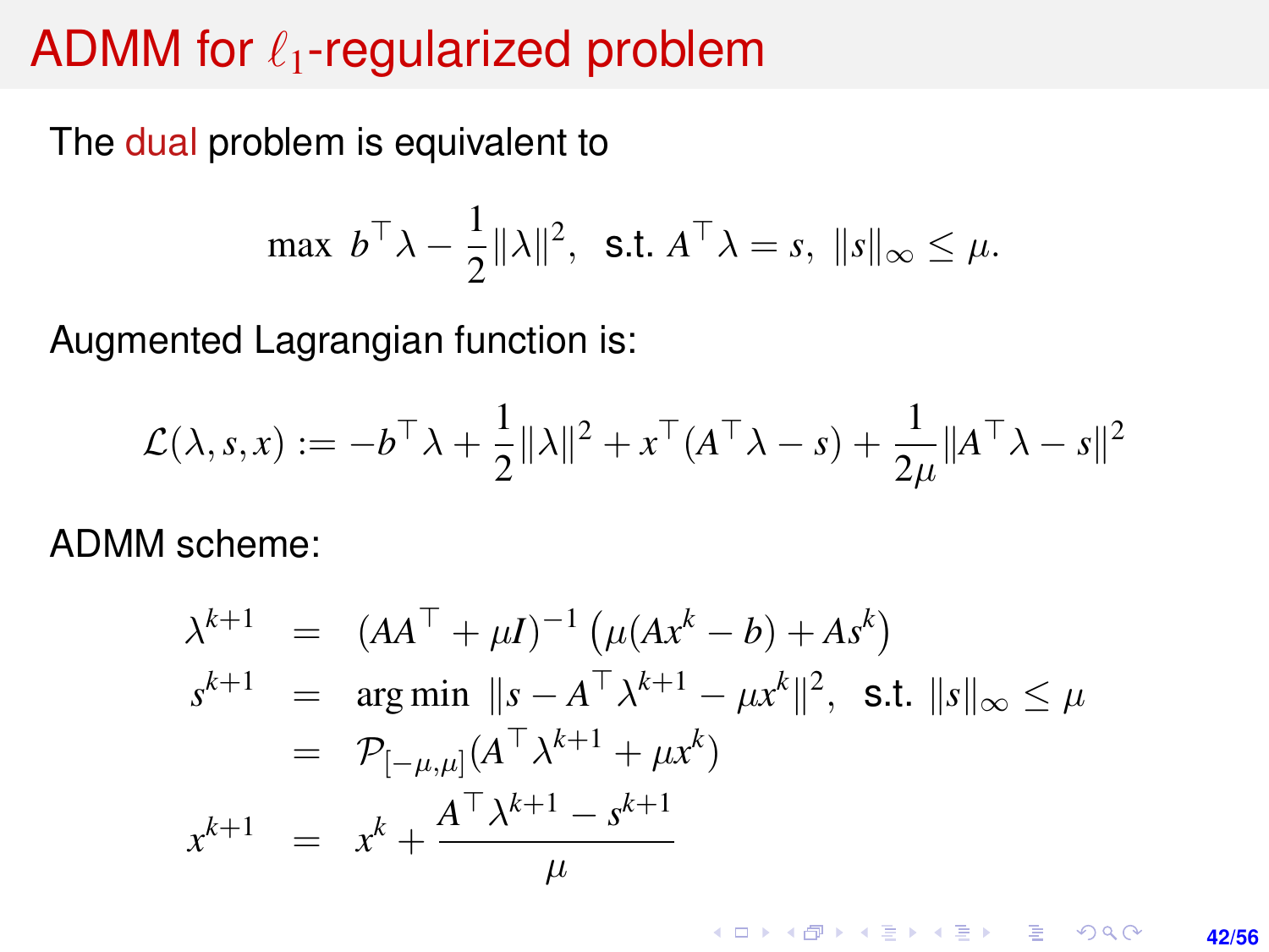# ADMM for $\ell_1$-regularized problem

The dual problem is equivalent to

$$\max \; b^\top \lambda - \frac{1}{2}\|\lambda\|^2, \;\; \text{s.t. } A^\top \lambda = s, \; \|s\|_\infty \le \mu.$$

Augmented Lagrangian function is:

$$\mathcal{L}(\lambda, s, x) := -b^\top \lambda + \frac{1}{2}\|\lambda\|^2 + x^\top (A^\top \lambda - s) + \frac{1}{2\mu}\|A^\top \lambda - s\|^2$$

ADMM scheme:

$$
\begin{aligned}
\lambda^{k+1} &= (AA^\top + \mu I)^{-1}\left(\mu(Ax^k - b) + As^k\right) \\
s^{k+1} &= \arg\min \; \|s - A^\top \lambda^{k+1} - \mu x^k\|^2, \;\; \text{s.t. } \|s\|_\infty \le \mu \\
&= \mathcal{P}_{[-\mu,\mu]}(A^\top \lambda^{k+1} + \mu x^k) \\
x^{k+1} &= x^k + \frac{A^\top \lambda^{k+1} - s^{k+1}}{\mu}
\end{aligned}
$$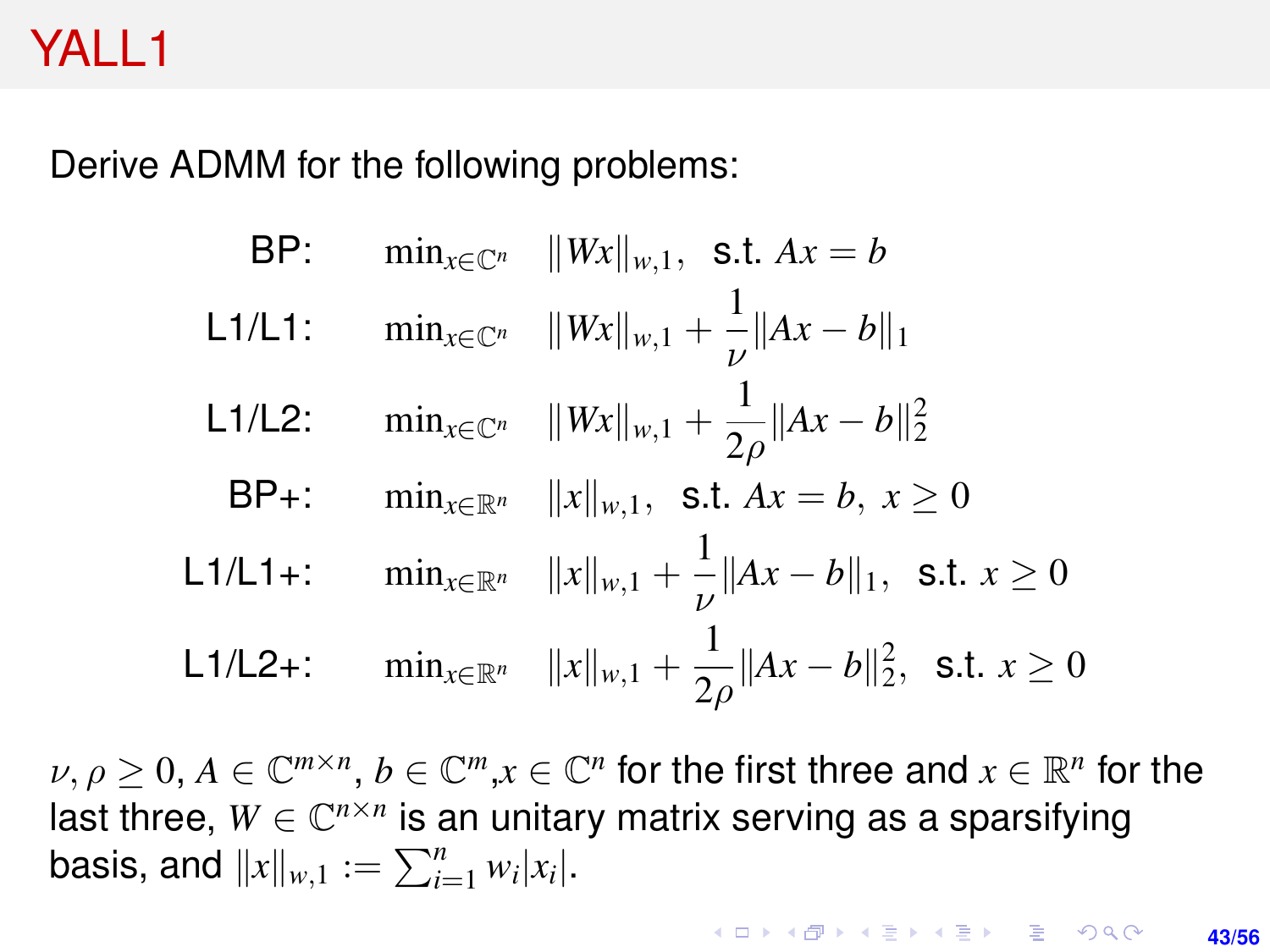# YALL1

Derive ADMM for the following problems:

$$
\begin{aligned}
\text{BP:} \quad & \min_{x\in\mathbb{C}^n} \quad \|Wx\|_{w,1}, \ \text{ s.t. } Ax = b \\
\text{L1/L1:} \quad & \min_{x\in\mathbb{C}^n} \quad \|Wx\|_{w,1} + \frac{1}{\nu}\|Ax-b\|_1 \\
\text{L1/L2:} \quad & \min_{x\in\mathbb{C}^n} \quad \|Wx\|_{w,1} + \frac{1}{2\rho}\|Ax-b\|_2^2 \\
\text{BP+:} \quad & \min_{x\in\mathbb{R}^n} \quad \|x\|_{w,1}, \ \text{ s.t. } Ax = b, \ x \geq 0 \\
\text{L1/L1+:} \quad & \min_{x\in\mathbb{R}^n} \quad \|x\|_{w,1} + \frac{1}{\nu}\|Ax-b\|_1, \ \text{ s.t. } x \geq 0 \\
\text{L1/L2+:} \quad & \min_{x\in\mathbb{R}^n} \quad \|x\|_{w,1} + \frac{1}{2\rho}\|Ax-b\|_2^2, \ \text{ s.t. } x \geq 0
\end{aligned}
$$

$\nu, \rho \geq 0$, $A \in \mathbb{C}^{m\times n}$, $b \in \mathbb{C}^m$,$x \in \mathbb{C}^n$ for the first three and $x \in \mathbb{R}^n$ for the last three, $W \in \mathbb{C}^{n\times n}$ is an unitary matrix serving as a sparsifying basis, and $\|x\|_{w,1} := \sum_{i=1}^n w_i|x_i|$.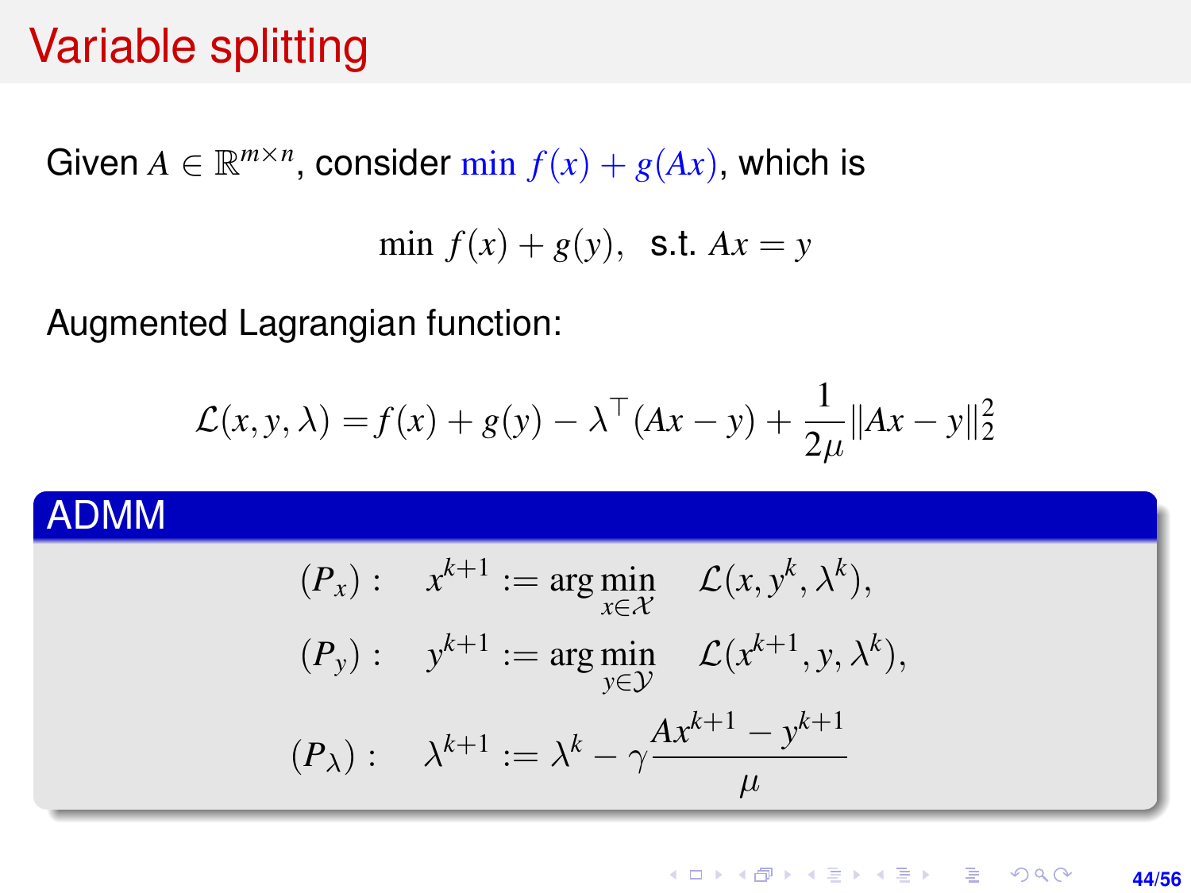# Variable splitting

Given $A \in \mathbb{R}^{m \times n}$, consider $\min f(x) + g(Ax)$, which is

$$\min f(x) + g(y), \quad \text{s.t. } Ax = y$$

Augmented Lagrangian function:

$$\mathcal{L}(x, y, \lambda) = f(x) + g(y) - \lambda^\top (Ax - y) + \frac{1}{2\mu} \|Ax - y\|_2^2$$

## ADMM

$$(P_x): \quad x^{k+1} := \arg\min_{x \in \mathcal{X}} \quad \mathcal{L}(x, y^k, \lambda^k),$$

$$(P_y): \quad y^{k+1} := \arg\min_{y \in \mathcal{Y}} \quad \mathcal{L}(x^{k+1}, y, \lambda^k),$$

$$(P_\lambda): \quad \lambda^{k+1} := \lambda^k - \gamma \frac{Ax^{k+1} - y^{k+1}}{\mu}$$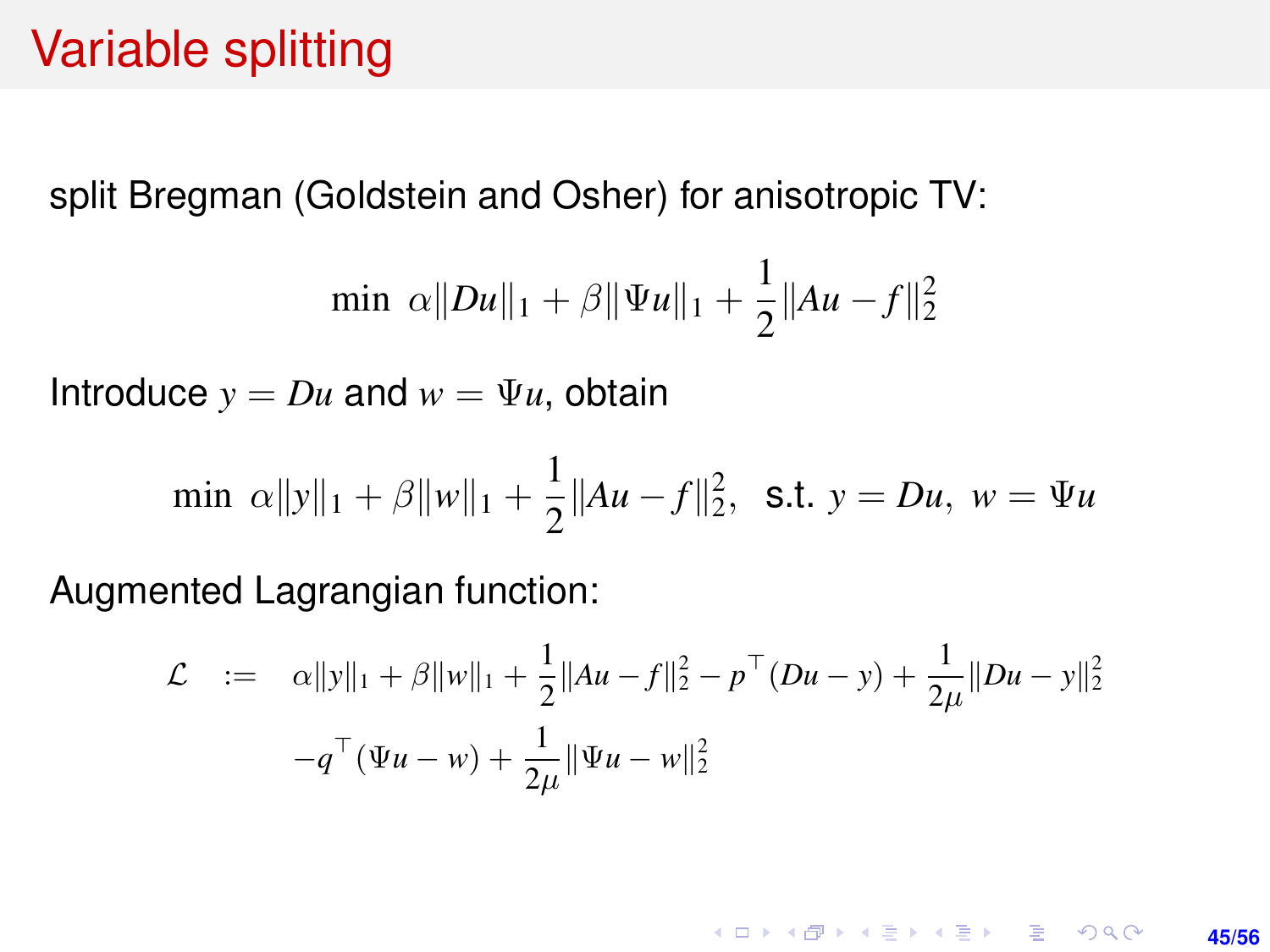# Variable splitting

split Bregman (Goldstein and Osher) for anisotropic TV:

$$\min \ \alpha\|Du\|_1 + \beta\|\Psi u\|_1 + \frac{1}{2}\|Au - f\|_2^2$$

Introduce $y = Du$ and $w = \Psi u$, obtain

$$\min \ \alpha\|y\|_1 + \beta\|w\|_1 + \frac{1}{2}\|Au - f\|_2^2, \ \text{ s.t. } y = Du, \ w = \Psi u$$

Augmented Lagrangian function:

$$\begin{aligned}
\mathcal{L} \ \ := \ \ & \alpha\|y\|_1 + \beta\|w\|_1 + \frac{1}{2}\|Au - f\|_2^2 - p^\top(Du - y) + \frac{1}{2\mu}\|Du - y\|_2^2 \\
& -q^\top(\Psi u - w) + \frac{1}{2\mu}\|\Psi u - w\|_2^2
\end{aligned}$$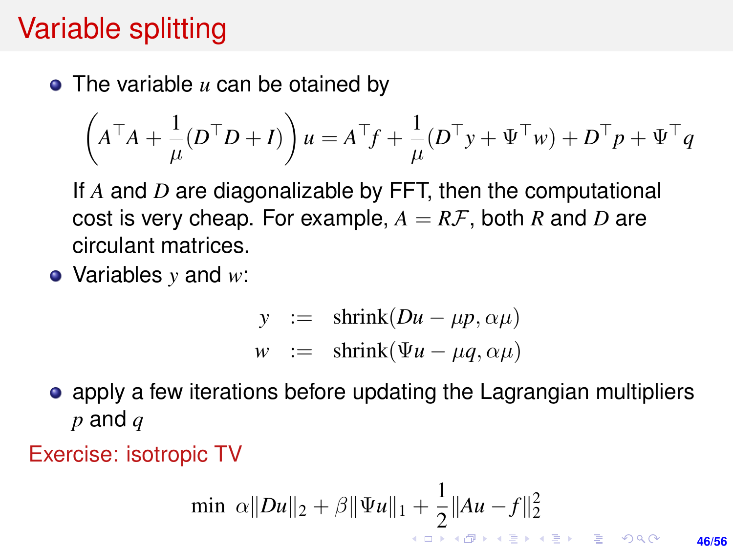# Variable splitting

- The variable $u$ can be otained by

$$\left(A^\top A + \frac{1}{\mu}(D^\top D + I)\right) u = A^\top f + \frac{1}{\mu}(D^\top y + \Psi^\top w) + D^\top p + \Psi^\top q$$

  If $A$ and $D$ are diagonalizable by FFT, then the computational cost is very cheap. For example, $A = R\mathcal{F}$, both $R$ and $D$ are circulant matrices.

- Variables $y$ and $w$:

$$\begin{aligned} y &:= \text{shrink}(Du - \mu p, \alpha\mu) \\ w &:= \text{shrink}(\Psi u - \mu q, \alpha\mu) \end{aligned}$$

- apply a few iterations before updating the Lagrangian multipliers $p$ and $q$

Exercise: isotropic TV

$$\min \ \alpha\|Du\|_2 + \beta\|\Psi u\|_1 + \frac{1}{2}\|Au - f\|_2^2$$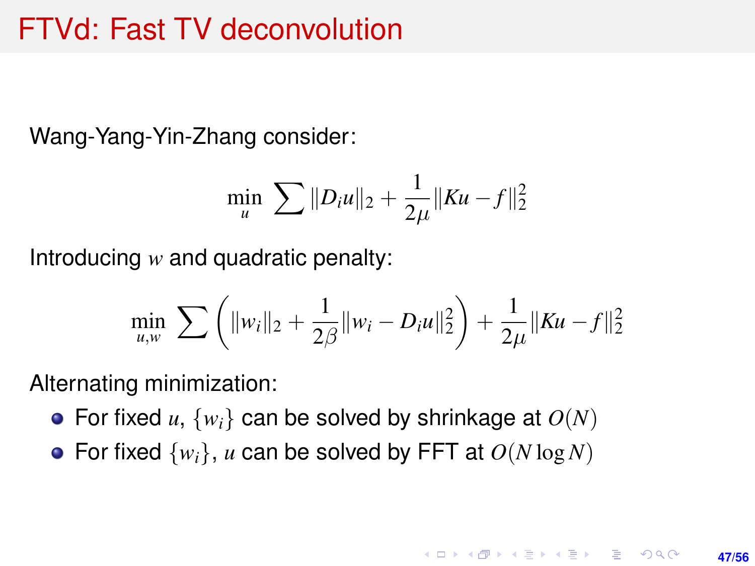# FTVd: Fast TV deconvolution

Wang-Yang-Yin-Zhang consider:

$$\min_u \sum \|D_i u\|_2 + \frac{1}{2\mu}\|Ku - f\|_2^2$$

Introducing $w$ and quadratic penalty:

$$\min_{u,w} \sum \left( \|w_i\|_2 + \frac{1}{2\beta}\|w_i - D_i u\|_2^2 \right) + \frac{1}{2\mu}\|Ku - f\|_2^2$$

Alternating minimization:

- For fixed $u$, $\{w_i\}$ can be solved by shrinkage at $O(N)$
- For fixed $\{w_i\}$, $u$ can be solved by FFT at $O(N \log N)$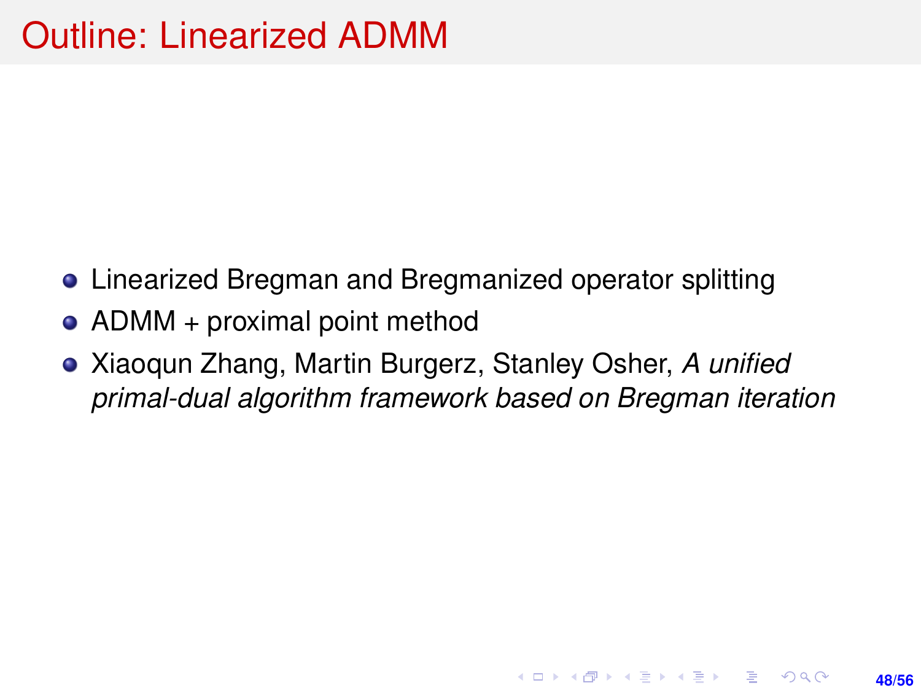# Outline: Linearized ADMM

- Linearized Bregman and Bregmanized operator splitting
- ADMM + proximal point method
- Xiaoqun Zhang, Martin Burgerz, Stanley Osher, *A unified primal-dual algorithm framework based on Bregman iteration*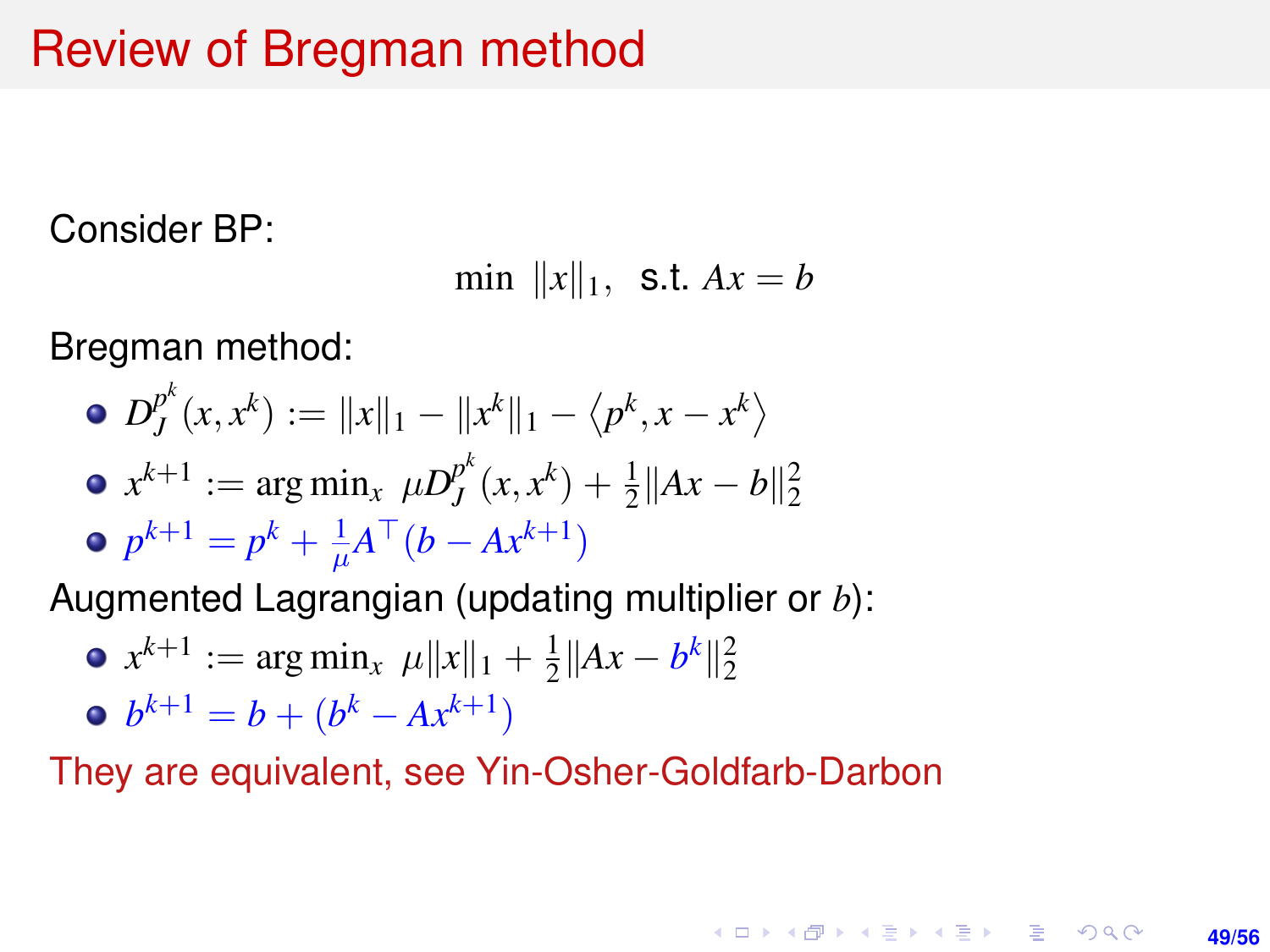# Review of Bregman method

Consider BP:

$$\min \ \|x\|_1, \ \ \text{s.t. } Ax = b$$

Bregman method:

- $D_J^{p^k}(x, x^k) := \|x\|_1 - \|x^k\|_1 - \langle p^k, x - x^k \rangle$
- $x^{k+1} := \arg\min_x \ \mu D_J^{p^k}(x, x^k) + \frac{1}{2}\|Ax - b\|_2^2$
- $p^{k+1} = p^k + \frac{1}{\mu} A^\top (b - Ax^{k+1})$

Augmented Lagrangian (updating multiplier or $b$):

- $x^{k+1} := \arg\min_x \ \mu\|x\|_1 + \frac{1}{2}\|Ax - b^k\|_2^2$
- $b^{k+1} = b + (b^k - Ax^{k+1})$

They are equivalent, see Yin-Osher-Goldfarb-Darbon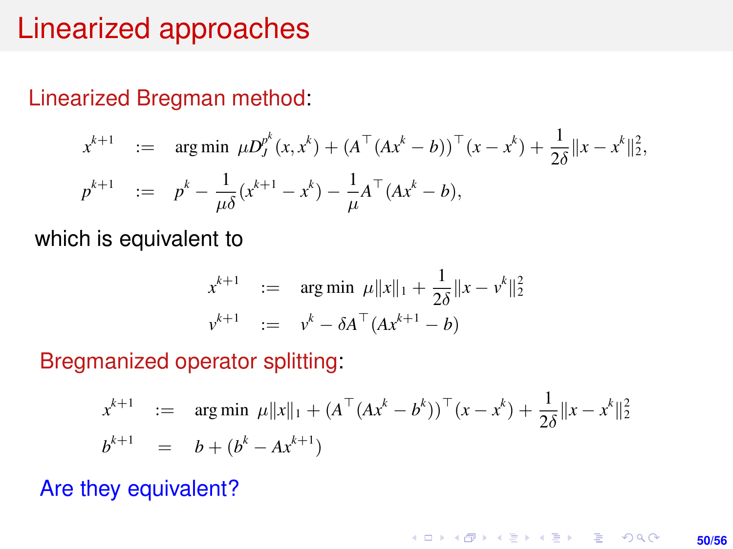# Linearized approaches

Linearized Bregman method:

$$
\begin{aligned}
x^{k+1} &:= \arg\min \ \mu D_J^{p^k}(x, x^k) + (A^\top(Ax^k - b))^\top(x - x^k) + \frac{1}{2\delta}\|x - x^k\|_2^2, \\
p^{k+1} &:= p^k - \frac{1}{\mu\delta}(x^{k+1} - x^k) - \frac{1}{\mu}A^\top(Ax^k - b),
\end{aligned}
$$

which is equivalent to

$$
\begin{aligned}
x^{k+1} &:= \arg\min \ \mu\|x\|_1 + \frac{1}{2\delta}\|x - v^k\|_2^2 \\
v^{k+1} &:= v^k - \delta A^\top(Ax^{k+1} - b)
\end{aligned}
$$

Bregmanized operator splitting:

$$
\begin{aligned}
x^{k+1} &:= \arg\min \ \mu\|x\|_1 + (A^\top(Ax^k - b^k))^\top(x - x^k) + \frac{1}{2\delta}\|x - x^k\|_2^2 \\
b^{k+1} &= b + (b^k - Ax^{k+1})
\end{aligned}
$$

Are they equivalent?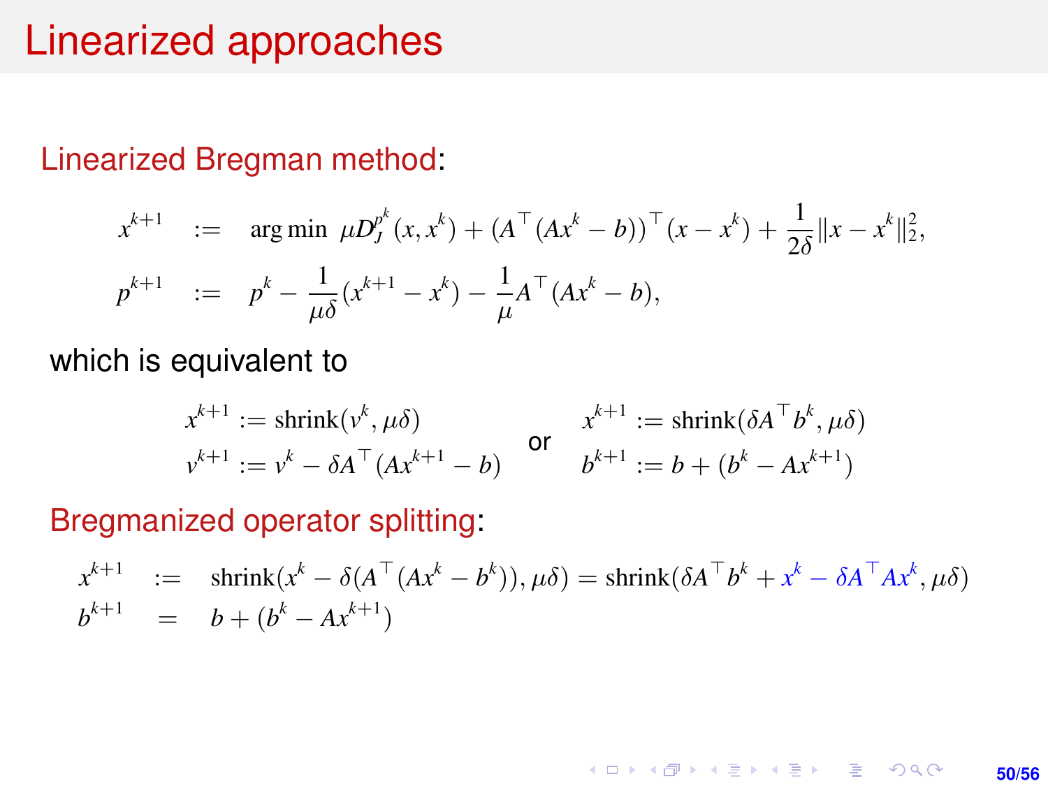# Linearized approaches

Linearized Bregman method:

$$
\begin{aligned}
x^{k+1} &:= \arg\min \ \mu D_J^{p^k}(x, x^k) + (A^\top (Ax^k - b))^\top (x - x^k) + \frac{1}{2\delta}\|x - x^k\|_2^2, \\
p^{k+1} &:= p^k - \frac{1}{\mu\delta}(x^{k+1} - x^k) - \frac{1}{\mu}A^\top (Ax^k - b),
\end{aligned}
$$

which is equivalent to

$$
\begin{aligned}
x^{k+1} &:= \text{shrink}(v^k, \mu\delta) \\
v^{k+1} &:= v^k - \delta A^\top (Ax^{k+1} - b)
\end{aligned}
\quad \text{or} \quad
\begin{aligned}
x^{k+1} &:= \text{shrink}(\delta A^\top b^k, \mu\delta) \\
b^{k+1} &:= b + (b^k - Ax^{k+1})
\end{aligned}
$$

Bregmanized operator splitting:

$$
\begin{aligned}
x^{k+1} &:= \text{shrink}(x^k - \delta(A^\top (Ax^k - b^k)), \mu\delta) = \text{shrink}(\delta A^\top b^k + x^k - \delta A^\top A x^k, \mu\delta) \\
b^{k+1} &= b + (b^k - Ax^{k+1})
\end{aligned}
$$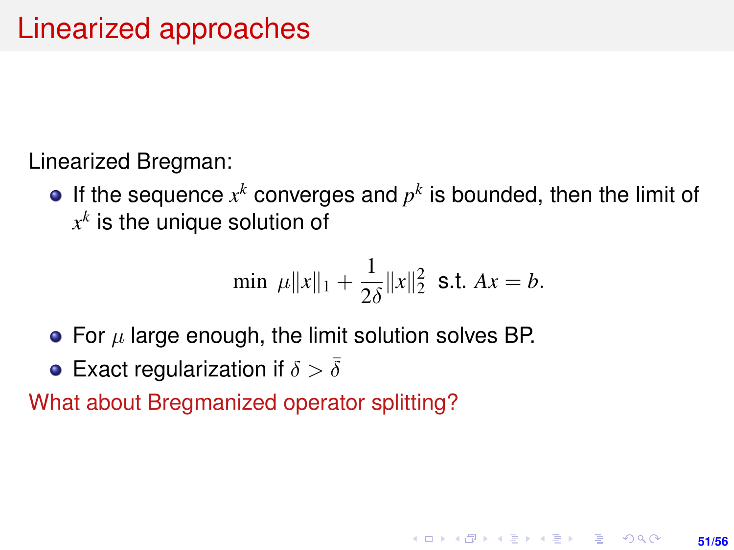# Linearized approaches

Linearized Bregman:

- If the sequence $x^k$ converges and $p^k$ is bounded, then the limit of $x^k$ is the unique solution of

$$\min \ \mu\|x\|_1 + \frac{1}{2\delta}\|x\|_2^2 \ \text{ s.t. } Ax = b.$$

- For $\mu$ large enough, the limit solution solves BP.
- Exact regularization if $\delta > \bar{\delta}$

What about Bregmanized operator splitting?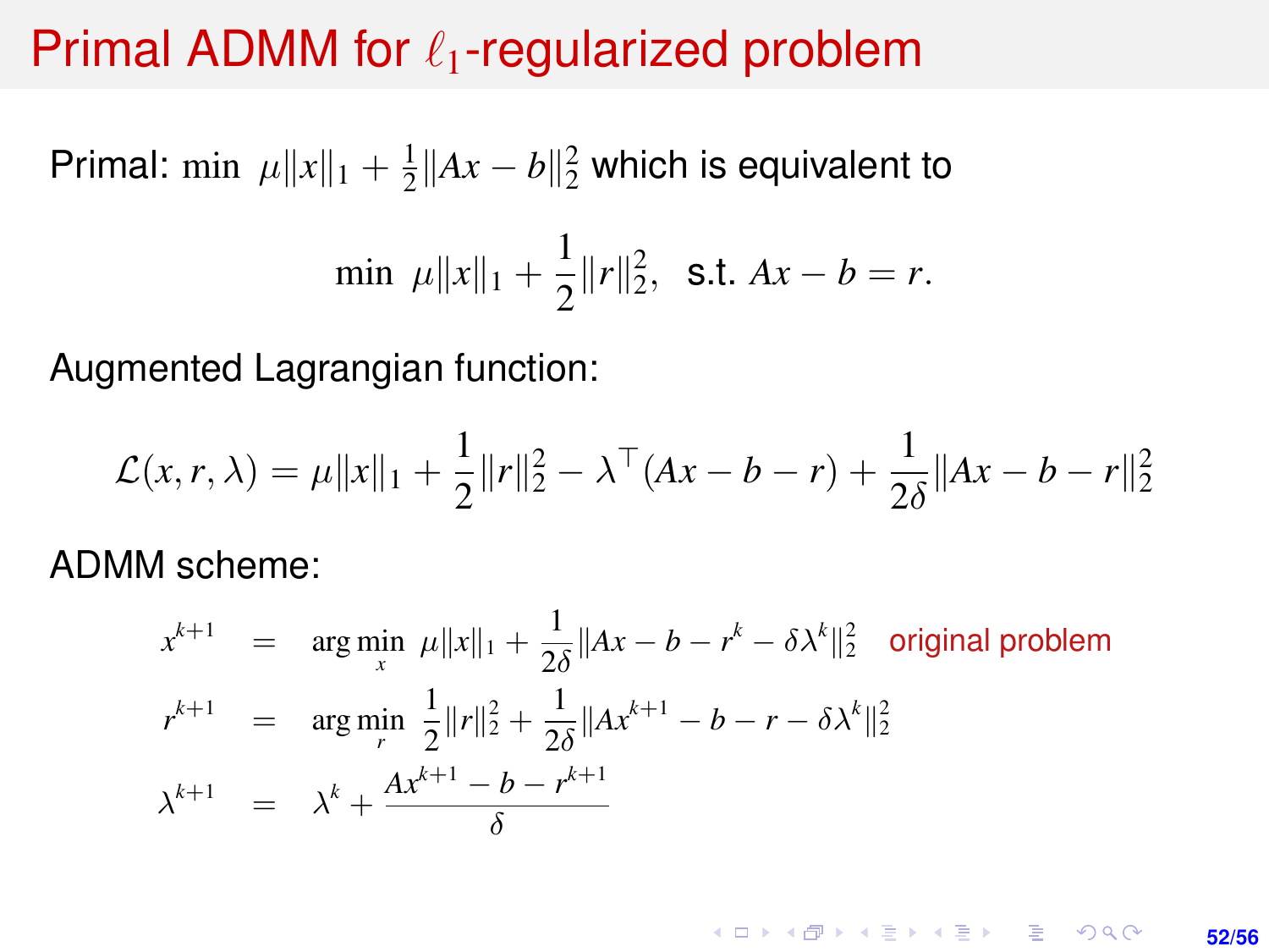# Primal ADMM for $\ell_1$-regularized problem

Primal: $\min \ \mu\|x\|_1 + \frac{1}{2}\|Ax-b\|_2^2$ which is equivalent to

$$\min \ \mu\|x\|_1 + \frac{1}{2}\|r\|_2^2, \ \text{ s.t. } Ax - b = r.$$

Augmented Lagrangian function:

$$\mathcal{L}(x, r, \lambda) = \mu\|x\|_1 + \frac{1}{2}\|r\|_2^2 - \lambda^\top(Ax - b - r) + \frac{1}{2\delta}\|Ax - b - r\|_2^2$$

ADMM scheme:

$$\begin{aligned}
x^{k+1} &= \arg\min_x \ \mu\|x\|_1 + \frac{1}{2\delta}\|Ax - b - r^k - \delta\lambda^k\|_2^2 \quad \text{original problem} \\
r^{k+1} &= \arg\min_r \ \frac{1}{2}\|r\|_2^2 + \frac{1}{2\delta}\|Ax^{k+1} - b - r - \delta\lambda^k\|_2^2 \\
\lambda^{k+1} &= \lambda^k + \frac{Ax^{k+1} - b - r^{k+1}}{\delta}
\end{aligned}$$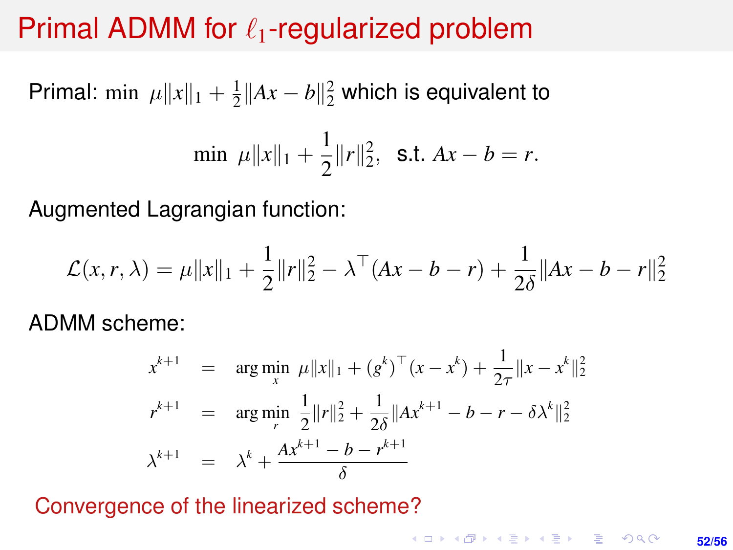# Primal ADMM for $\ell_1$-regularized problem

Primal: $\min \ \mu\|x\|_1 + \frac{1}{2}\|Ax-b\|_2^2$ which is equivalent to

$$\min \ \mu\|x\|_1 + \frac{1}{2}\|r\|_2^2, \ \text{ s.t. } Ax - b = r.$$

Augmented Lagrangian function:

$$\mathcal{L}(x, r, \lambda) = \mu\|x\|_1 + \frac{1}{2}\|r\|_2^2 - \lambda^\top(Ax - b - r) + \frac{1}{2\delta}\|Ax - b - r\|_2^2$$

ADMM scheme:

$$
\begin{aligned}
x^{k+1} &= \arg\min_x \ \mu\|x\|_1 + (g^k)^\top(x - x^k) + \frac{1}{2\tau}\|x - x^k\|_2^2 \\
r^{k+1} &= \arg\min_r \ \frac{1}{2}\|r\|_2^2 + \frac{1}{2\delta}\|Ax^{k+1} - b - r - \delta\lambda^k\|_2^2 \\
\lambda^{k+1} &= \lambda^k + \frac{Ax^{k+1} - b - r^{k+1}}{\delta}
\end{aligned}
$$

Convergence of the linearized scheme?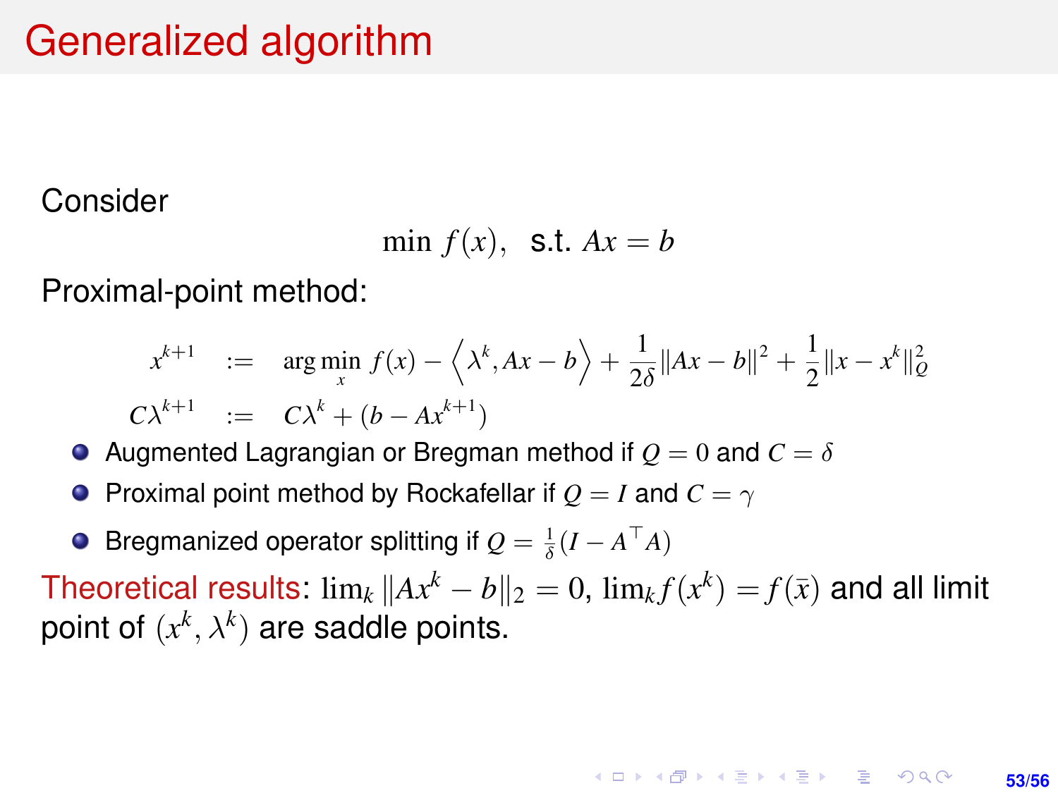# Generalized algorithm

Consider

$$\min f(x), \quad \text{s.t. } Ax = b$$

Proximal-point method:

$$
\begin{aligned}
x^{k+1} &:= \arg\min_x f(x) - \left\langle \lambda^k, Ax - b \right\rangle + \frac{1}{2\delta}\|Ax - b\|^2 + \frac{1}{2}\|x - x^k\|_Q^2 \\
C\lambda^{k+1} &:= C\lambda^k + (b - Ax^{k+1})
\end{aligned}
$$

- Augmented Lagrangian or Bregman method if $Q = 0$ and $C = \delta$
- Proximal point method by Rockafellar if $Q = I$ and $C = \gamma$
- Bregmanized operator splitting if $Q = \frac{1}{\delta}(I - A^\top A)$

Theoretical results: $\lim_k \|Ax^k - b\|_2 = 0$, $\lim_k f(x^k) = f(\bar{x})$ and all limit point of $(x^k, \lambda^k)$ are saddle points.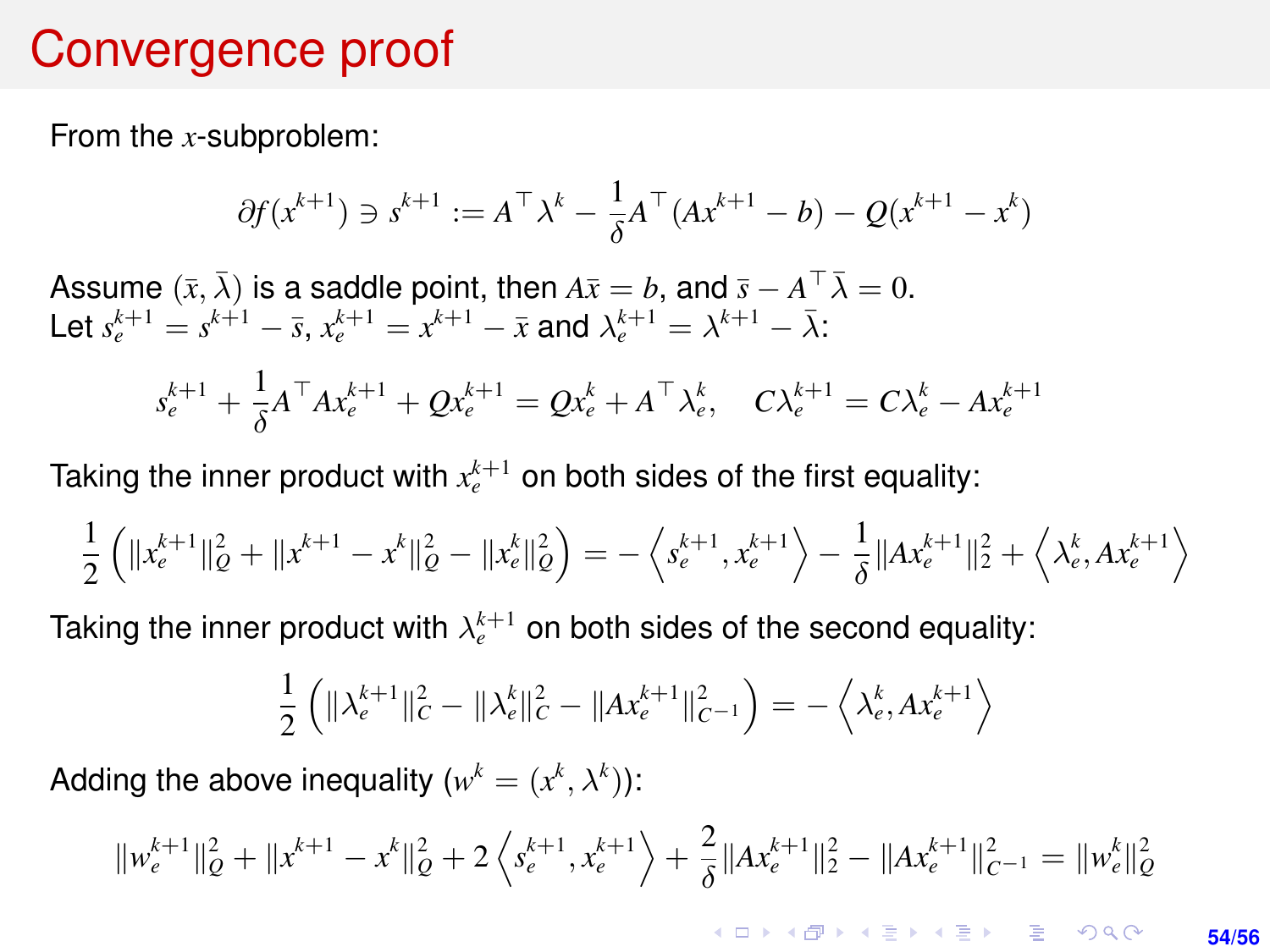# Convergence proof

From the $x$-subproblem:

$$\partial f(x^{k+1}) \ni s^{k+1} := A^\top \lambda^k - \frac{1}{\delta} A^\top (Ax^{k+1} - b) - Q(x^{k+1} - x^k)$$

Assume $(\bar{x}, \bar{\lambda})$ is a saddle point, then $A\bar{x} = b$, and $\bar{s} - A^\top \bar{\lambda} = 0$.
Let $s_e^{k+1} = s^{k+1} - \bar{s}$, $x_e^{k+1} = x^{k+1} - \bar{x}$ and $\lambda_e^{k+1} = \lambda^{k+1} - \bar{\lambda}$:

$$s_e^{k+1} + \frac{1}{\delta} A^\top A x_e^{k+1} + Q x_e^{k+1} = Q x_e^k + A^\top \lambda_e^k, \quad C\lambda_e^{k+1} = C\lambda_e^k - A x_e^{k+1}$$

Taking the inner product with $x_e^{k+1}$ on both sides of the first equality:

$$\frac{1}{2}\left( \|x_e^{k+1}\|_Q^2 + \|x^{k+1} - x^k\|_Q^2 - \|x_e^k\|_Q^2 \right) = -\left\langle s_e^{k+1}, x_e^{k+1} \right\rangle - \frac{1}{\delta}\|Ax_e^{k+1}\|_2^2 + \left\langle \lambda_e^k, Ax_e^{k+1} \right\rangle$$

Taking the inner product with $\lambda_e^{k+1}$ on both sides of the second equality:

$$\frac{1}{2}\left( \|\lambda_e^{k+1}\|_C^2 - \|\lambda_e^k\|_C^2 - \|Ax_e^{k+1}\|_{C^{-1}}^2 \right) = -\left\langle \lambda_e^k, Ax_e^{k+1} \right\rangle$$

Adding the above inequality ($w^k = (x^k, \lambda^k)$):

$$\|w_e^{k+1}\|_Q^2 + \|x^{k+1} - x^k\|_Q^2 + 2\left\langle s_e^{k+1}, x_e^{k+1} \right\rangle + \frac{2}{\delta}\|Ax_e^{k+1}\|_2^2 - \|Ax_e^{k+1}\|_{C^{-1}}^2 = \|w_e^k\|_Q^2$$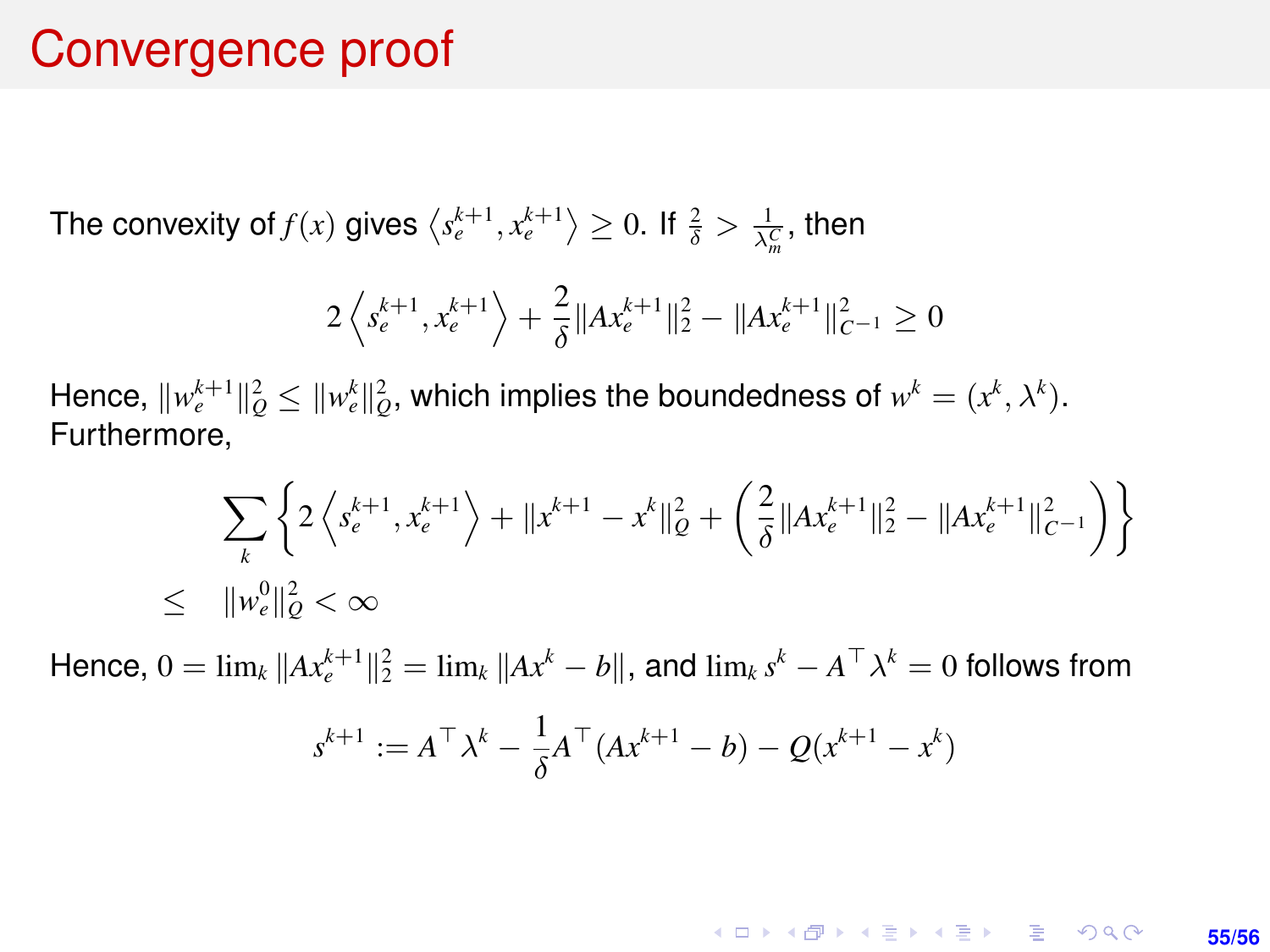# Convergence proof

The convexity of $f(x)$ gives $\left\langle s_e^{k+1}, x_e^{k+1} \right\rangle \geq 0$. If $\frac{2}{\delta} > \frac{1}{\lambda_m^C}$, then

$$2\left\langle s_e^{k+1}, x_e^{k+1} \right\rangle + \frac{2}{\delta}\|Ax_e^{k+1}\|_2^2 - \|Ax_e^{k+1}\|_{C^{-1}}^2 \geq 0$$

Hence, $\|w_e^{k+1}\|_Q^2 \leq \|w_e^k\|_Q^2$, which implies the boundedness of $w^k = (x^k, \lambda^k)$. Furthermore,

$$\sum_k \left\{ 2\left\langle s_e^{k+1}, x_e^{k+1} \right\rangle + \|x^{k+1} - x^k\|_Q^2 + \left( \frac{2}{\delta}\|Ax_e^{k+1}\|_2^2 - \|Ax_e^{k+1}\|_{C^{-1}}^2 \right) \right\}$$
$$\leq \quad \|w_e^0\|_Q^2 < \infty$$

Hence, $0 = \lim_k \|Ax_e^{k+1}\|_2^2 = \lim_k \|Ax^k - b\|$, and $\lim_k s^k - A^\top \lambda^k = 0$ follows from

$$s^{k+1} := A^\top \lambda^k - \frac{1}{\delta}A^\top (Ax^{k+1} - b) - Q(x^{k+1} - x^k)$$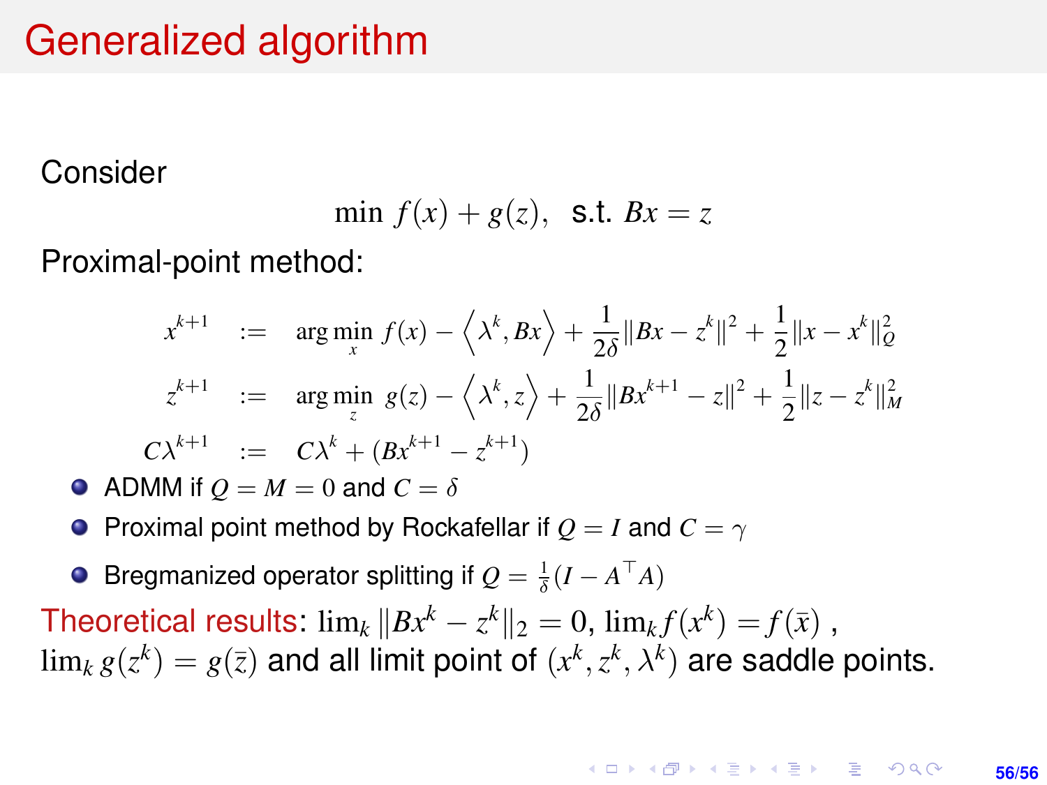# Generalized algorithm

Consider

$$\min\ f(x) + g(z), \quad \text{s.t. } Bx = z$$

Proximal-point method:

$$
\begin{aligned}
x^{k+1} &:= \arg\min_x\ f(x) - \left\langle \lambda^k, Bx \right\rangle + \frac{1}{2\delta}\|Bx - z^k\|^2 + \frac{1}{2}\|x - x^k\|_Q^2 \\
z^{k+1} &:= \arg\min_z\ g(z) - \left\langle \lambda^k, z \right\rangle + \frac{1}{2\delta}\|Bx^{k+1} - z\|^2 + \frac{1}{2}\|z - z^k\|_M^2 \\
C\lambda^{k+1} &:= C\lambda^k + (Bx^{k+1} - z^{k+1})
\end{aligned}
$$

- ADMM if $Q = M = 0$ and $C = \delta$
- Proximal point method by Rockafellar if $Q = I$ and $C = \gamma$
- Bregmanized operator splitting if $Q = \frac{1}{\delta}(I - A^\top A)$

Theoretical results: $\lim_k \|Bx^k - z^k\|_2 = 0$, $\lim_k f(x^k) = f(\bar{x})$ , $\lim_k g(z^k) = g(\bar{z})$ and all limit point of $(x^k, z^k, \lambda^k)$ are saddle points.